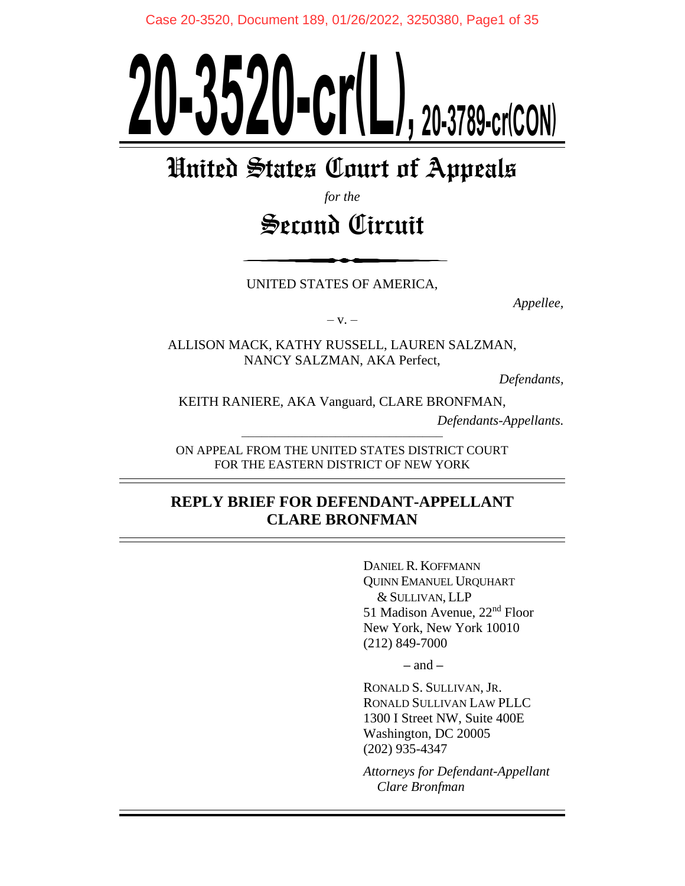# 20-3520-cr(L), 20-3789-cr(CON)

## United States Court of Appeals

*for the*

## Second Circuit

UNITED STATES OF AMERICA,

*Appellee,*

– v. –

ALLISON MACK, KATHY RUSSELL, LAUREN SALZMAN, NANCY SALZMAN, AKA Perfect,

*Defendants,*

KEITH RANIERE, AKA Vanguard, CLARE BRONFMAN,

*Defendants-Appellants.*

ON APPEAL FROM THE UNITED STATES DISTRICT COURT FOR THE EASTERN DISTRICT OF NEW YORK

**REPLY BRIEF FOR DEFENDANT-APPELLANT CLARE BRONFMAN**

DANIEL R. KOFFMANN
QUINN EMANUEL URQUHART & SULLIVAN, LLP
51 Madison Avenue, 22nd Floor
New York, New York 10010
(212) 849-7000

– and –

RONALD S. SULLIVAN, JR.
RONALD SULLIVAN LAW PLLC
1300 I Street NW, Suite 400E
Washington, DC 20005
(202) 935-4347

*Attorneys for Defendant-Appellant Clare Bronfman*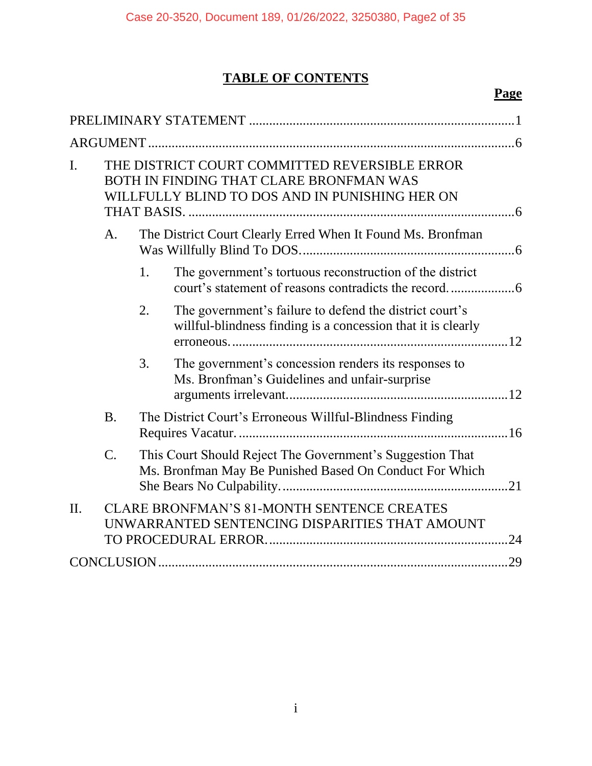# TABLE OF CONTENTS

**Page**

PRELIMINARY STATEMENT ..... 1

ARGUMENT ..... 6

I. THE DISTRICT COURT COMMITTED REVERSIBLE ERROR BOTH IN FINDING THAT CLARE BRONFMAN WAS WILLFULLY BLIND TO DOS AND IN PUNISHING HER ON THAT BASIS. ..... 6

- A. The District Court Clearly Erred When It Found Ms. Bronfman Was Willfully Blind To DOS. ..... 6
  - 1. The government's tortuous reconstruction of the district court's statement of reasons contradicts the record. ..... 6
  - 2. The government's failure to defend the district court's willful-blindness finding is a concession that it is clearly erroneous. ..... 12
  - 3. The government's concession renders its responses to Ms. Bronfman's Guidelines and unfair-surprise arguments irrelevant. ..... 12
- B. The District Court's Erroneous Willful-Blindness Finding Requires Vacatur. ..... 16
- C. This Court Should Reject The Government's Suggestion That Ms. Bronfman May Be Punished Based On Conduct For Which She Bears No Culpability. ..... 21

II. CLARE BRONFMAN'S 81-MONTH SENTENCE CREATES UNWARRANTED SENTENCING DISPARITIES THAT AMOUNT TO PROCEDURAL ERROR. ..... 24

CONCLUSION ..... 29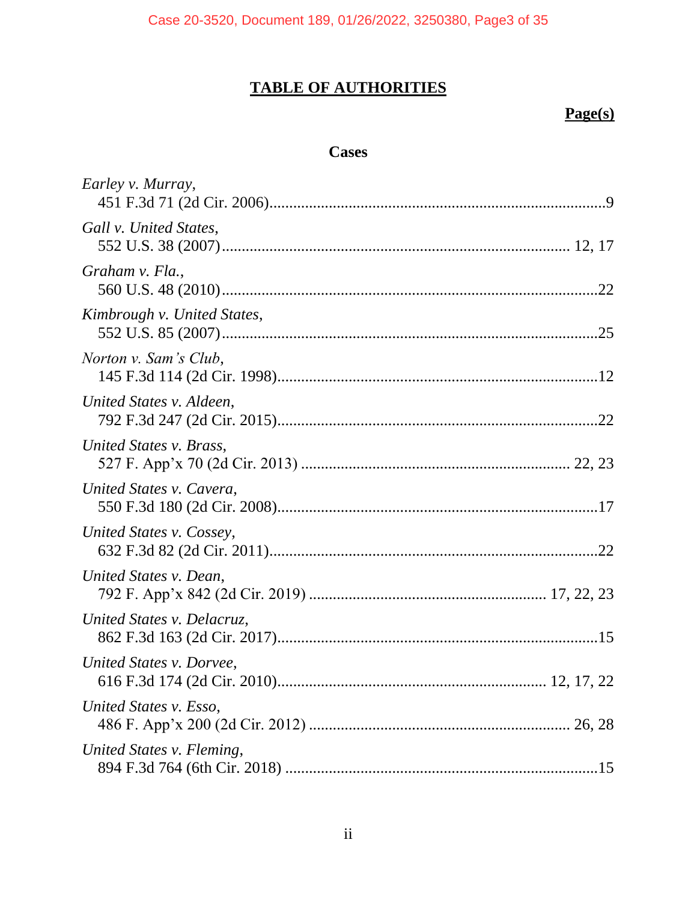# TABLE OF AUTHORITIES

**Page(s)**

## Cases

*Earley v. Murray*,
451 F.3d 71 (2d Cir. 2006) .......... 9

*Gall v. United States*,
552 U.S. 38 (2007) .......... 12, 17

*Graham v. Fla.*,
560 U.S. 48 (2010) .......... 22

*Kimbrough v. United States*,
552 U.S. 85 (2007) .......... 25

*Norton v. Sam's Club*,
145 F.3d 114 (2d Cir. 1998) .......... 12

*United States v. Aldeen*,
792 F.3d 247 (2d Cir. 2015) .......... 22

*United States v. Brass*,
527 F. App'x 70 (2d Cir. 2013) .......... 22, 23

*United States v. Cavera*,
550 F.3d 180 (2d Cir. 2008) .......... 17

*United States v. Cossey*,
632 F.3d 82 (2d Cir. 2011) .......... 22

*United States v. Dean*,
792 F. App'x 842 (2d Cir. 2019) .......... 17, 22, 23

*United States v. Delacruz*,
862 F.3d 163 (2d Cir. 2017) .......... 15

*United States v. Dorvee*,
616 F.3d 174 (2d Cir. 2010) .......... 12, 17, 22

*United States v. Esso*,
486 F. App'x 200 (2d Cir. 2012) .......... 26, 28

*United States v. Fleming*,
894 F.3d 764 (6th Cir. 2018) .......... 15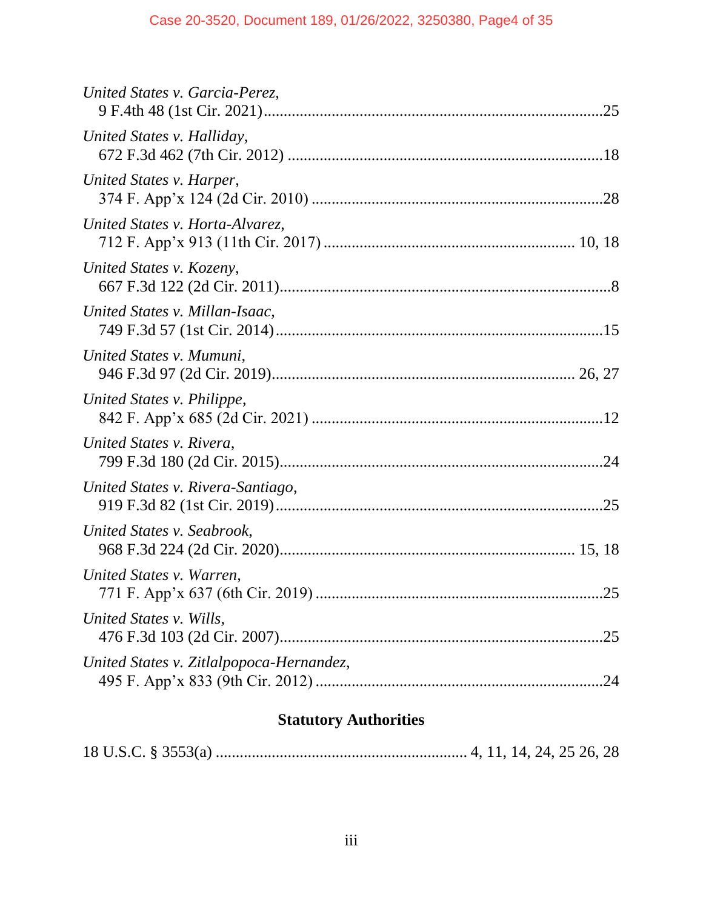*United States v. Garcia-Perez*,
9 F.4th 48 (1st Cir. 2021)....................................................................................25

*United States v. Halliday*,
672 F.3d 462 (7th Cir. 2012) ..............................................................................18

*United States v. Harper*,
374 F. App'x 124 (2d Cir. 2010) ........................................................................28

*United States v. Horta-Alvarez*,
712 F. App'x 913 (11th Cir. 2017) ............................................................. 10, 18

*United States v. Kozeny*,
667 F.3d 122 (2d Cir. 2011)....................................................................................8

*United States v. Millan-Isaac*,
749 F.3d 57 (1st Cir. 2014)..................................................................................15

*United States v. Mumuni*,
946 F.3d 97 (2d Cir. 2019)........................................................................... 26, 27

*United States v. Philippe*,
842 F. App'x 685 (2d Cir. 2021) ........................................................................12

*United States v. Rivera*,
799 F.3d 180 (2d Cir. 2015).................................................................................24

*United States v. Rivera-Santiago*,
919 F.3d 82 (1st Cir. 2019)..................................................................................25

*United States v. Seabrook*,
968 F.3d 224 (2d Cir. 2020)......................................................................... 15, 18

*United States v. Warren*,
771 F. App'x 637 (6th Cir. 2019) .......................................................................25

*United States v. Wills*,
476 F.3d 103 (2d Cir. 2007).................................................................................25

*United States v. Zitlalpopoca-Hernandez*,
495 F. App'x 833 (9th Cir. 2012) .......................................................................24

## Statutory Authorities

18 U.S.C. § 3553(a) ............................................................... 4, 11, 14, 24, 25 26, 28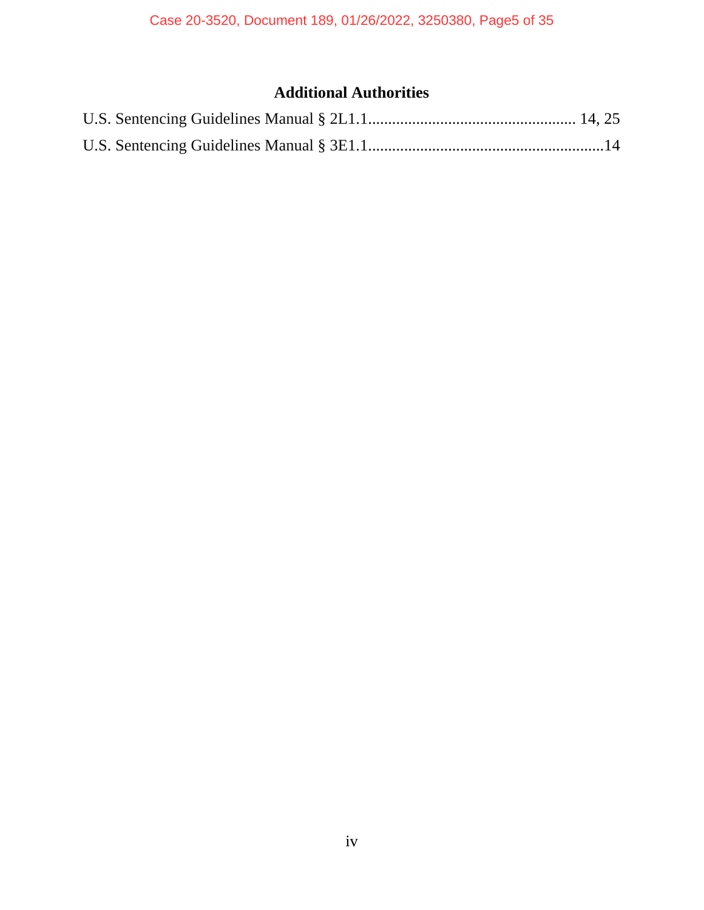## Additional Authorities

U.S. Sentencing Guidelines Manual § 2L1.1.................................................... 14, 25

U.S. Sentencing Guidelines Manual § 3E1.1...........................................................14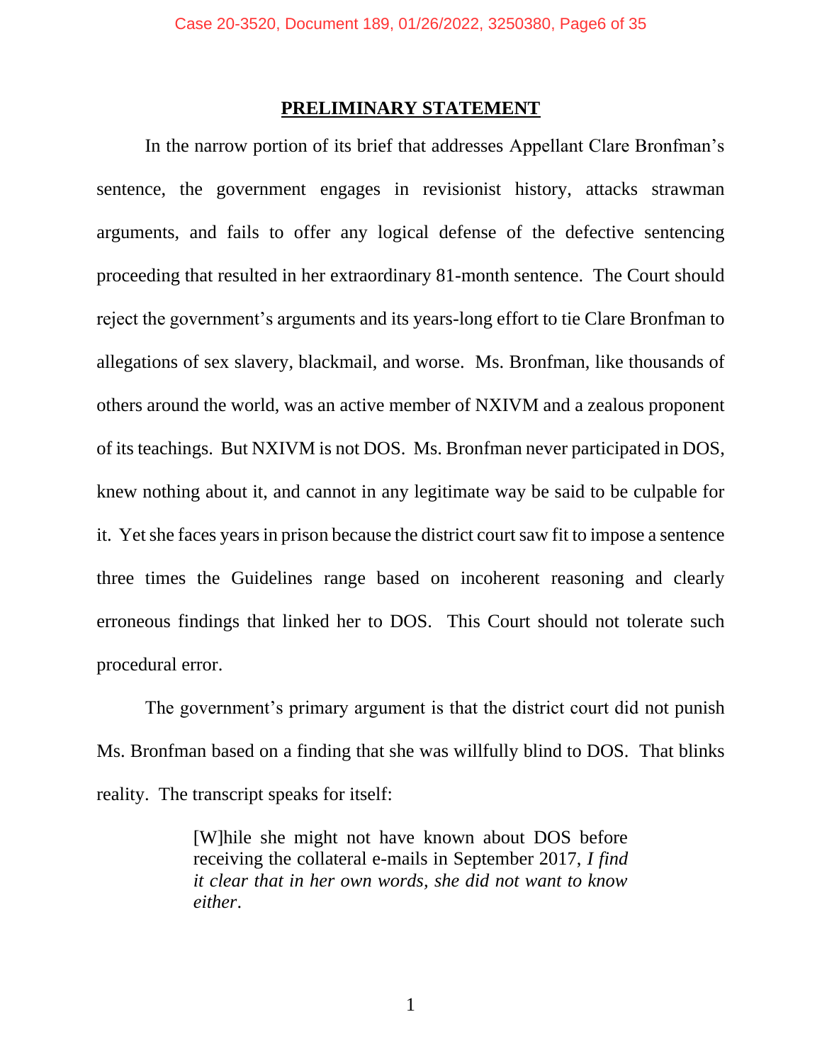## PRELIMINARY STATEMENT

In the narrow portion of its brief that addresses Appellant Clare Bronfman's sentence, the government engages in revisionist history, attacks strawman arguments, and fails to offer any logical defense of the defective sentencing proceeding that resulted in her extraordinary 81-month sentence. The Court should reject the government's arguments and its years-long effort to tie Clare Bronfman to allegations of sex slavery, blackmail, and worse. Ms. Bronfman, like thousands of others around the world, was an active member of NXIVM and a zealous proponent of its teachings. But NXIVM is not DOS. Ms. Bronfman never participated in DOS, knew nothing about it, and cannot in any legitimate way be said to be culpable for it. Yet she faces years in prison because the district court saw fit to impose a sentence three times the Guidelines range based on incoherent reasoning and clearly erroneous findings that linked her to DOS. This Court should not tolerate such procedural error.

The government's primary argument is that the district court did not punish Ms. Bronfman based on a finding that she was willfully blind to DOS. That blinks reality. The transcript speaks for itself:

> [W]hile she might not have known about DOS before receiving the collateral e-mails in September 2017, *I find it clear that in her own words, she did not want to know either*.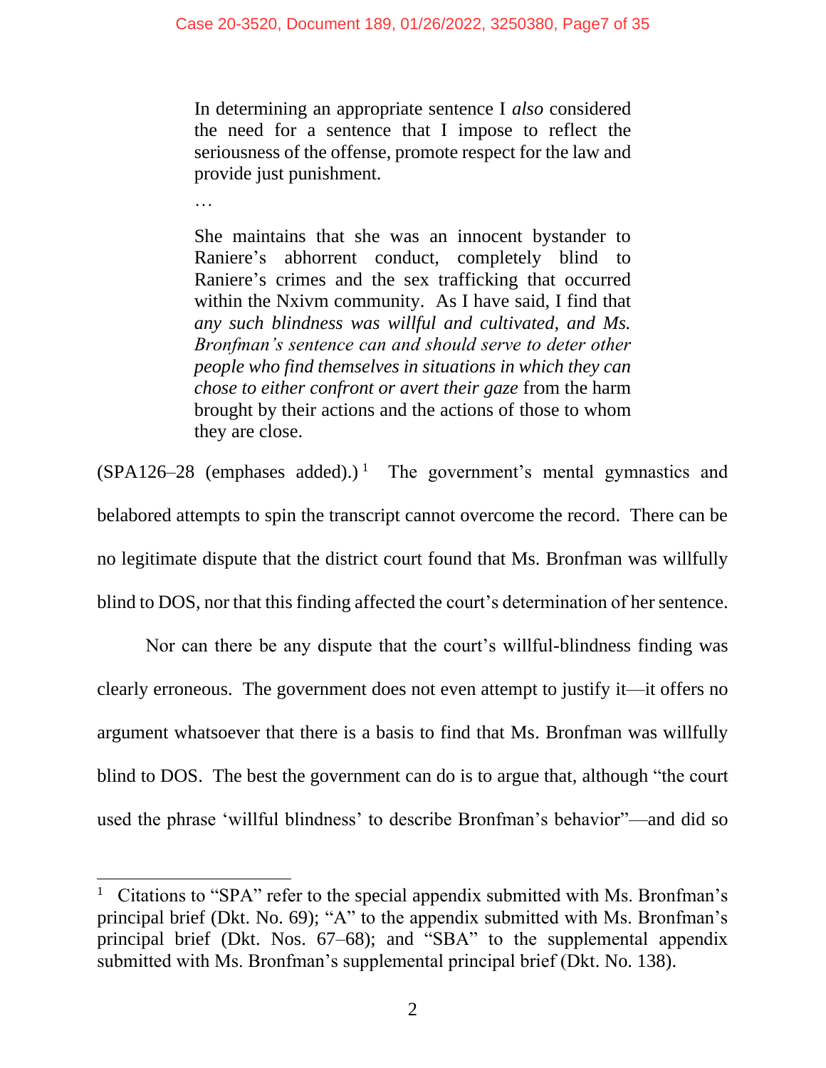> In determining an appropriate sentence I *also* considered the need for a sentence that I impose to reflect the seriousness of the offense, promote respect for the law and provide just punishment.
>
> …
>
> She maintains that she was an innocent bystander to Raniere's abhorrent conduct, completely blind to Raniere's crimes and the sex trafficking that occurred within the Nxivm community. As I have said, I find that *any such blindness was willful and cultivated, and Ms. Bronfman's sentence can and should serve to deter other people who find themselves in situations in which they can chose to either confront or avert their gaze* from the harm brought by their actions and the actions of those to whom they are close.

(SPA126–28 (emphases added).)[1] The government's mental gymnastics and belabored attempts to spin the transcript cannot overcome the record. There can be no legitimate dispute that the district court found that Ms. Bronfman was willfully blind to DOS, nor that this finding affected the court's determination of her sentence.

Nor can there be any dispute that the court's willful-blindness finding was clearly erroneous. The government does not even attempt to justify it—it offers no argument whatsoever that there is a basis to find that Ms. Bronfman was willfully blind to DOS. The best the government can do is to argue that, although "the court used the phrase 'willful blindness' to describe Bronfman's behavior"—and did so

---

[1] Citations to "SPA" refer to the special appendix submitted with Ms. Bronfman's principal brief (Dkt. No. 69); "A" to the appendix submitted with Ms. Bronfman's principal brief (Dkt. Nos. 67–68); and "SBA" to the supplemental appendix submitted with Ms. Bronfman's supplemental principal brief (Dkt. No. 138).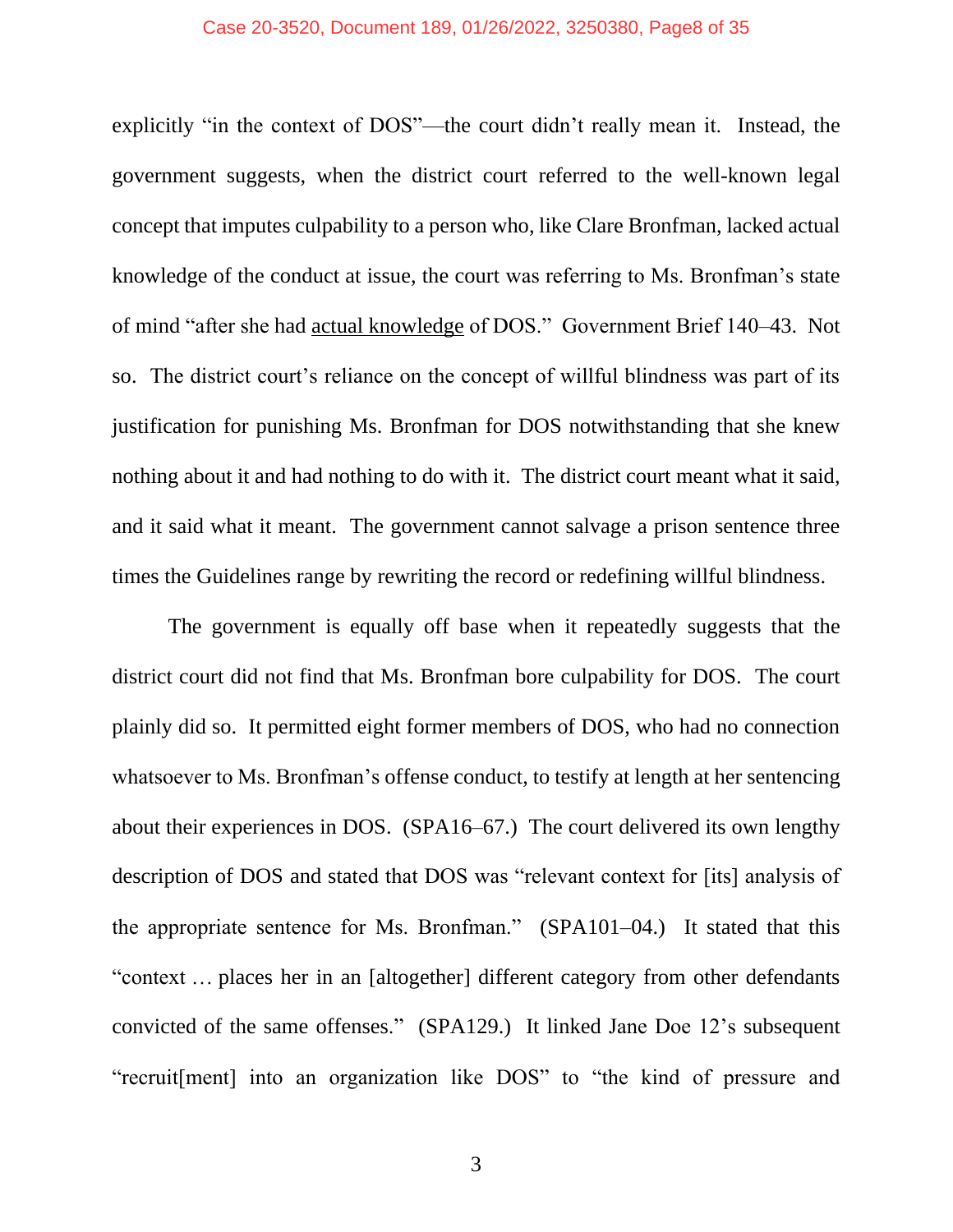explicitly "in the context of DOS"—the court didn't really mean it. Instead, the government suggests, when the district court referred to the well-known legal concept that imputes culpability to a person who, like Clare Bronfman, lacked actual knowledge of the conduct at issue, the court was referring to Ms. Bronfman's state of mind "after she had <u>actual knowledge</u> of DOS." Government Brief 140–43. Not so. The district court's reliance on the concept of willful blindness was part of its justification for punishing Ms. Bronfman for DOS notwithstanding that she knew nothing about it and had nothing to do with it. The district court meant what it said, and it said what it meant. The government cannot salvage a prison sentence three times the Guidelines range by rewriting the record or redefining willful blindness.

The government is equally off base when it repeatedly suggests that the district court did not find that Ms. Bronfman bore culpability for DOS. The court plainly did so. It permitted eight former members of DOS, who had no connection whatsoever to Ms. Bronfman's offense conduct, to testify at length at her sentencing about their experiences in DOS. (SPA16–67.) The court delivered its own lengthy description of DOS and stated that DOS was "relevant context for [its] analysis of the appropriate sentence for Ms. Bronfman." (SPA101–04.) It stated that this "context … places her in an [altogether] different category from other defendants convicted of the same offenses." (SPA129.) It linked Jane Doe 12's subsequent "recruit[ment] into an organization like DOS" to "the kind of pressure and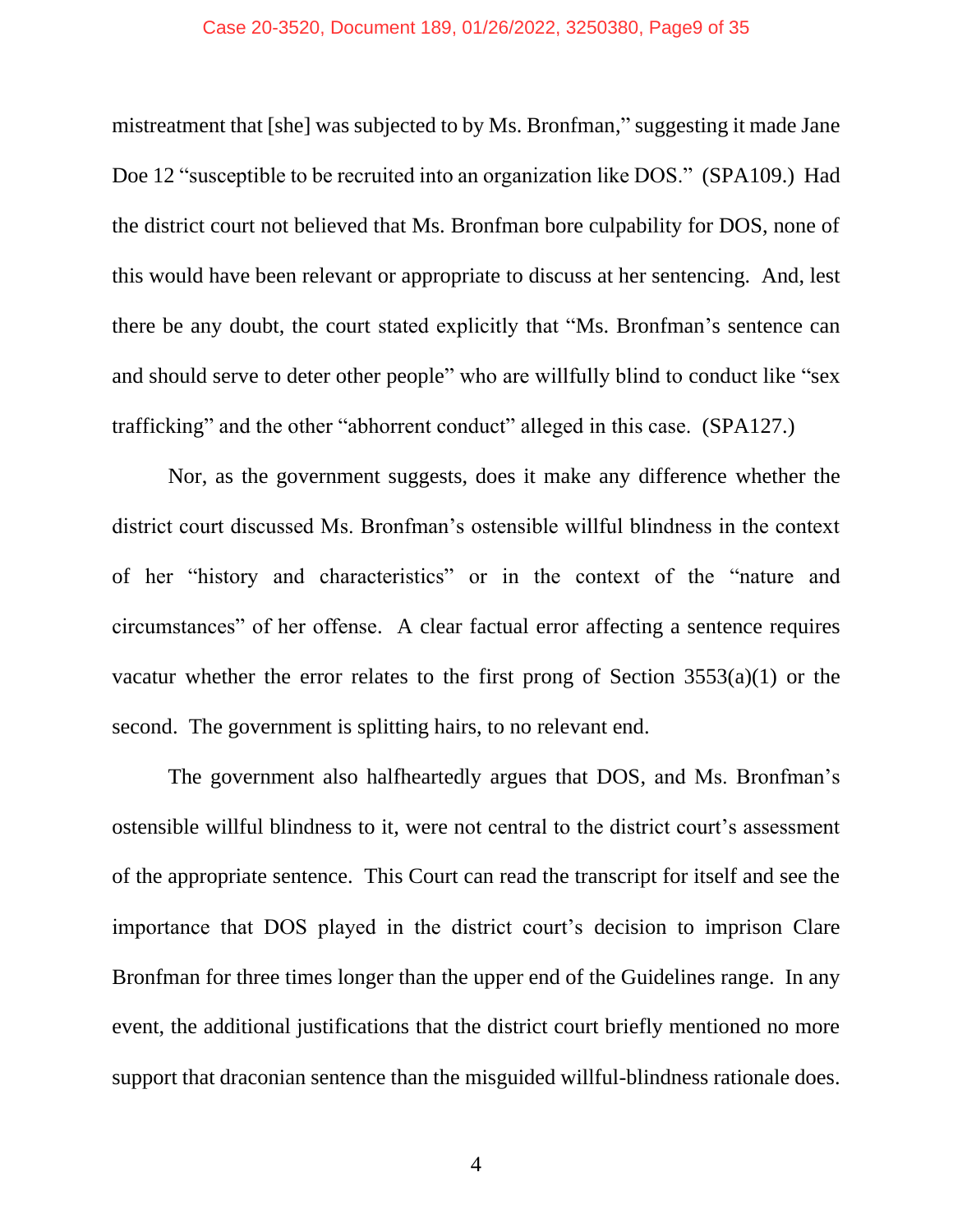mistreatment that [she] was subjected to by Ms. Bronfman," suggesting it made Jane Doe 12 "susceptible to be recruited into an organization like DOS." (SPA109.) Had the district court not believed that Ms. Bronfman bore culpability for DOS, none of this would have been relevant or appropriate to discuss at her sentencing. And, lest there be any doubt, the court stated explicitly that "Ms. Bronfman's sentence can and should serve to deter other people" who are willfully blind to conduct like "sex trafficking" and the other "abhorrent conduct" alleged in this case. (SPA127.)

Nor, as the government suggests, does it make any difference whether the district court discussed Ms. Bronfman's ostensible willful blindness in the context of her "history and characteristics" or in the context of the "nature and circumstances" of her offense. A clear factual error affecting a sentence requires vacatur whether the error relates to the first prong of Section 3553(a)(1) or the second. The government is splitting hairs, to no relevant end.

The government also halfheartedly argues that DOS, and Ms. Bronfman's ostensible willful blindness to it, were not central to the district court's assessment of the appropriate sentence. This Court can read the transcript for itself and see the importance that DOS played in the district court's decision to imprison Clare Bronfman for three times longer than the upper end of the Guidelines range. In any event, the additional justifications that the district court briefly mentioned no more support that draconian sentence than the misguided willful-blindness rationale does.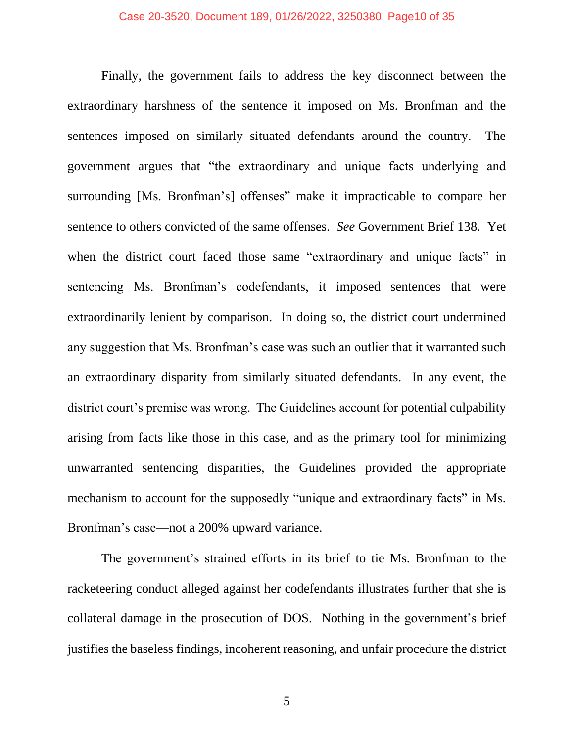Finally, the government fails to address the key disconnect between the extraordinary harshness of the sentence it imposed on Ms. Bronfman and the sentences imposed on similarly situated defendants around the country. The government argues that "the extraordinary and unique facts underlying and surrounding [Ms. Bronfman's] offenses" make it impracticable to compare her sentence to others convicted of the same offenses. *See* Government Brief 138. Yet when the district court faced those same "extraordinary and unique facts" in sentencing Ms. Bronfman's codefendants, it imposed sentences that were extraordinarily lenient by comparison. In doing so, the district court undermined any suggestion that Ms. Bronfman's case was such an outlier that it warranted such an extraordinary disparity from similarly situated defendants. In any event, the district court's premise was wrong. The Guidelines account for potential culpability arising from facts like those in this case, and as the primary tool for minimizing unwarranted sentencing disparities, the Guidelines provided the appropriate mechanism to account for the supposedly "unique and extraordinary facts" in Ms. Bronfman's case—not a 200% upward variance.

The government's strained efforts in its brief to tie Ms. Bronfman to the racketeering conduct alleged against her codefendants illustrates further that she is collateral damage in the prosecution of DOS. Nothing in the government's brief justifies the baseless findings, incoherent reasoning, and unfair procedure the district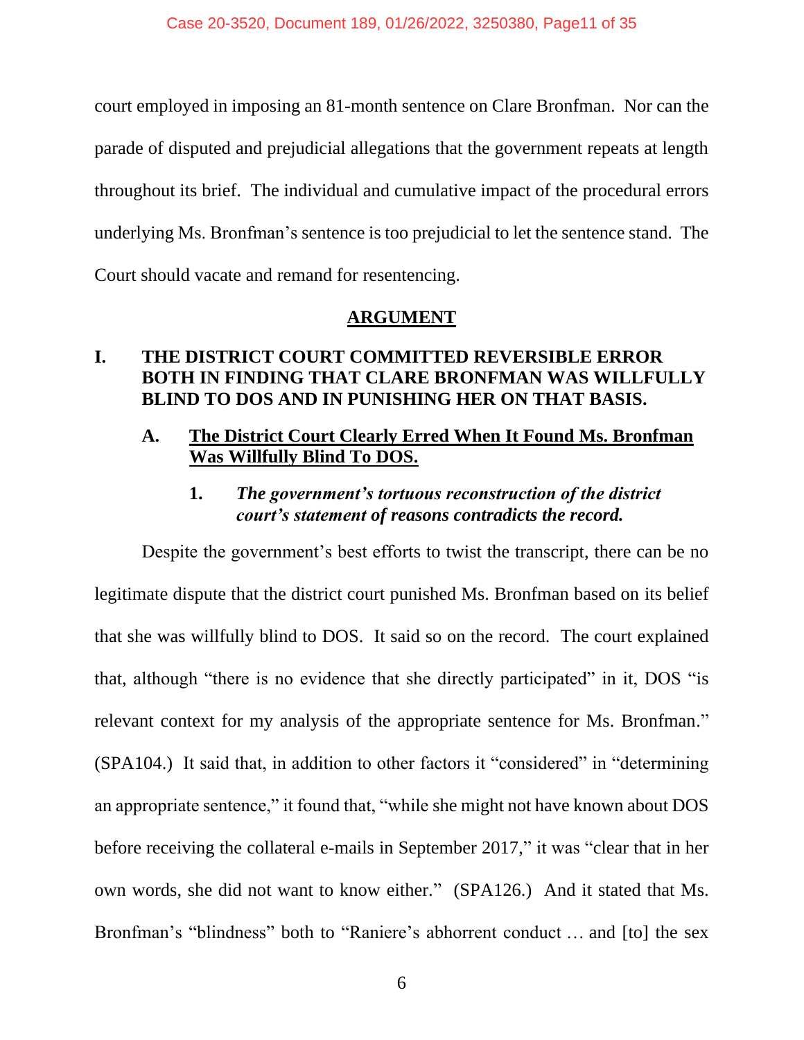court employed in imposing an 81-month sentence on Clare Bronfman. Nor can the parade of disputed and prejudicial allegations that the government repeats at length throughout its brief. The individual and cumulative impact of the procedural errors underlying Ms. Bronfman's sentence is too prejudicial to let the sentence stand. The Court should vacate and remand for resentencing.

## ARGUMENT

### I. THE DISTRICT COURT COMMITTED REVERSIBLE ERROR BOTH IN FINDING THAT CLARE BRONFMAN WAS WILLFULLY BLIND TO DOS AND IN PUNISHING HER ON THAT BASIS.

#### A. The District Court Clearly Erred When It Found Ms. Bronfman Was Willfully Blind To DOS.

##### 1. *The government's tortuous reconstruction of the district court's statement of reasons contradicts the record.*

Despite the government's best efforts to twist the transcript, there can be no legitimate dispute that the district court punished Ms. Bronfman based on its belief that she was willfully blind to DOS. It said so on the record. The court explained that, although "there is no evidence that she directly participated" in it, DOS "is relevant context for my analysis of the appropriate sentence for Ms. Bronfman." (SPA104.) It said that, in addition to other factors it "considered" in "determining an appropriate sentence," it found that, "while she might not have known about DOS before receiving the collateral e-mails in September 2017," it was "clear that in her own words, she did not want to know either." (SPA126.) And it stated that Ms. Bronfman's "blindness" both to "Raniere's abhorrent conduct … and [to] the sex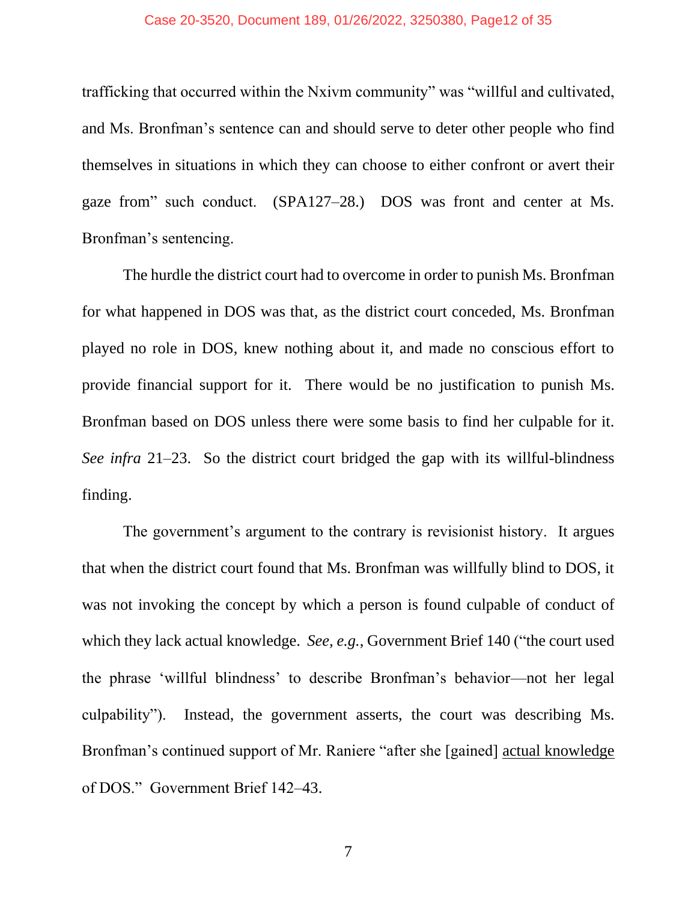trafficking that occurred within the Nxivm community" was "willful and cultivated, and Ms. Bronfman's sentence can and should serve to deter other people who find themselves in situations in which they can choose to either confront or avert their gaze from" such conduct. (SPA127–28.) DOS was front and center at Ms. Bronfman's sentencing.

The hurdle the district court had to overcome in order to punish Ms. Bronfman for what happened in DOS was that, as the district court conceded, Ms. Bronfman played no role in DOS, knew nothing about it, and made no conscious effort to provide financial support for it. There would be no justification to punish Ms. Bronfman based on DOS unless there were some basis to find her culpable for it. *See infra* 21–23. So the district court bridged the gap with its willful-blindness finding.

The government's argument to the contrary is revisionist history. It argues that when the district court found that Ms. Bronfman was willfully blind to DOS, it was not invoking the concept by which a person is found culpable of conduct of which they lack actual knowledge. *See, e.g.*, Government Brief 140 ("the court used the phrase 'willful blindness' to describe Bronfman's behavior—not her legal culpability"). Instead, the government asserts, the court was describing Ms. Bronfman's continued support of Mr. Raniere "after she [gained] <u>actual knowledge</u> of DOS." Government Brief 142–43.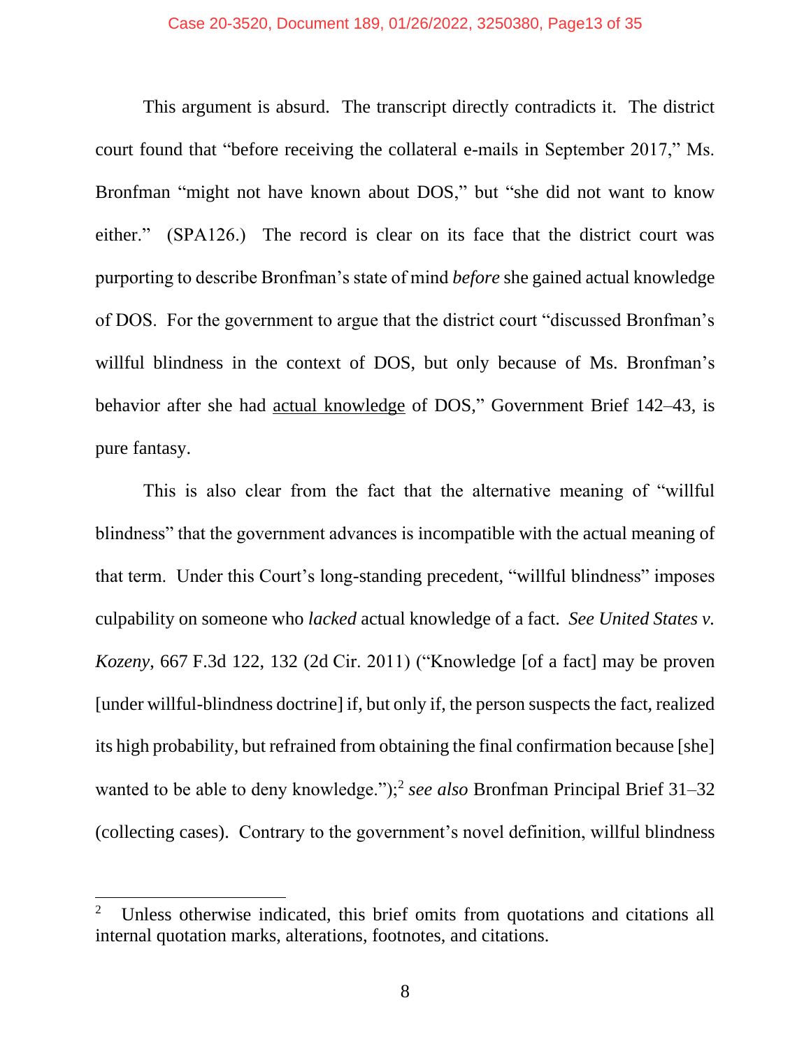This argument is absurd. The transcript directly contradicts it. The district court found that "before receiving the collateral e-mails in September 2017," Ms. Bronfman "might not have known about DOS," but "she did not want to know either." (SPA126.) The record is clear on its face that the district court was purporting to describe Bronfman's state of mind *before* she gained actual knowledge of DOS. For the government to argue that the district court "discussed Bronfman's willful blindness in the context of DOS, but only because of Ms. Bronfman's behavior after she had <u>actual knowledge</u> of DOS," Government Brief 142–43, is pure fantasy.

This is also clear from the fact that the alternative meaning of "willful blindness" that the government advances is incompatible with the actual meaning of that term. Under this Court's long-standing precedent, "willful blindness" imposes culpability on someone who *lacked* actual knowledge of a fact. *See United States v. Kozeny*, 667 F.3d 122, 132 (2d Cir. 2011) ("Knowledge [of a fact] may be proven [under willful-blindness doctrine] if, but only if, the person suspects the fact, realized its high probability, but refrained from obtaining the final confirmation because [she] wanted to be able to deny knowledge.");[2] *see also* Bronfman Principal Brief 31–32 (collecting cases). Contrary to the government's novel definition, willful blindness

---

[2] Unless otherwise indicated, this brief omits from quotations and citations all internal quotation marks, alterations, footnotes, and citations.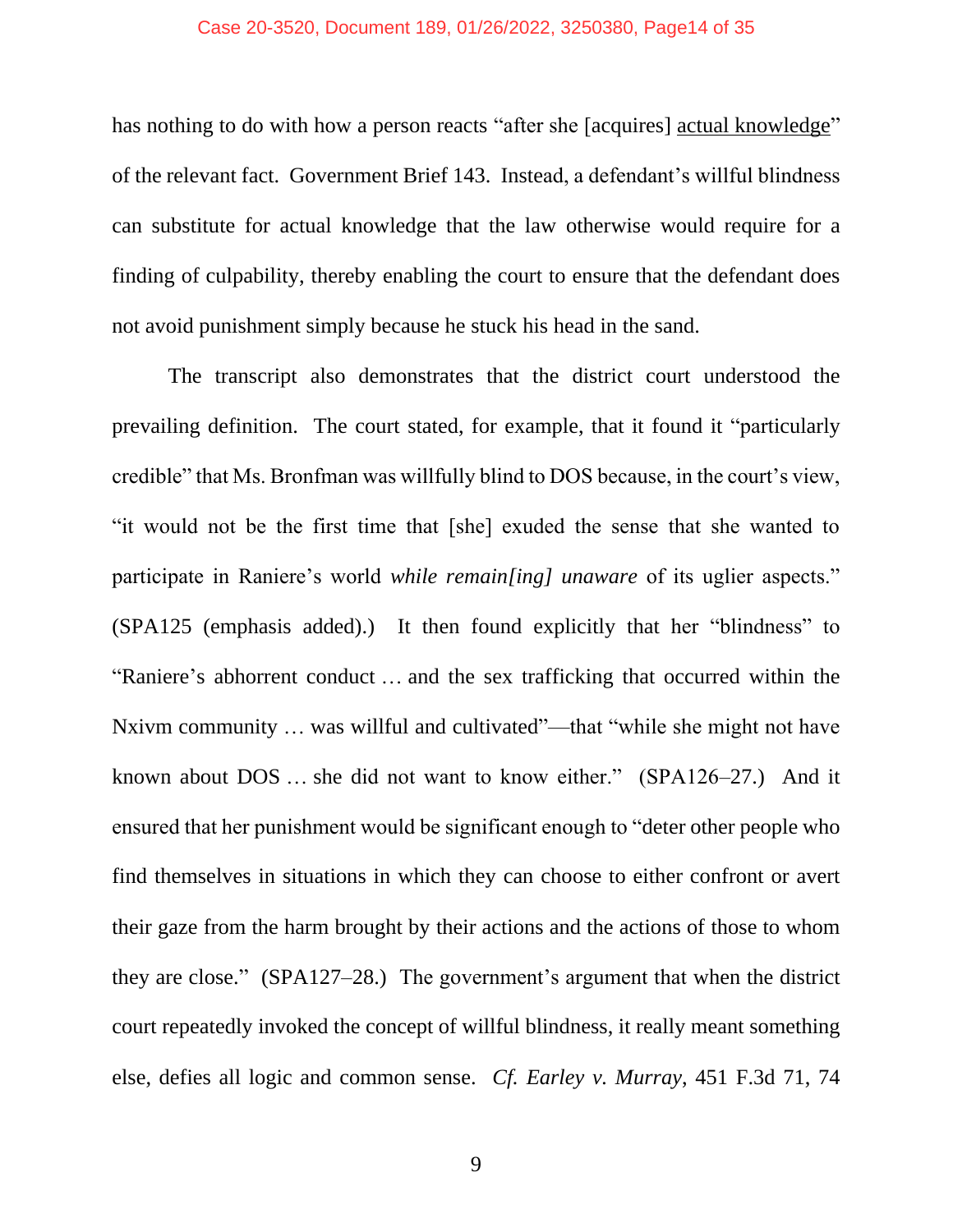has nothing to do with how a person reacts "after she [acquires] actual knowledge" of the relevant fact. Government Brief 143. Instead, a defendant's willful blindness can substitute for actual knowledge that the law otherwise would require for a finding of culpability, thereby enabling the court to ensure that the defendant does not avoid punishment simply because he stuck his head in the sand.

The transcript also demonstrates that the district court understood the prevailing definition. The court stated, for example, that it found it "particularly credible" that Ms. Bronfman was willfully blind to DOS because, in the court's view, "it would not be the first time that [she] exuded the sense that she wanted to participate in Raniere's world *while remain[ing] unaware* of its uglier aspects." (SPA125 (emphasis added).) It then found explicitly that her "blindness" to "Raniere's abhorrent conduct … and the sex trafficking that occurred within the Nxivm community … was willful and cultivated"—that "while she might not have known about DOS … she did not want to know either." (SPA126–27.) And it ensured that her punishment would be significant enough to "deter other people who find themselves in situations in which they can choose to either confront or avert their gaze from the harm brought by their actions and the actions of those to whom they are close." (SPA127–28.) The government's argument that when the district court repeatedly invoked the concept of willful blindness, it really meant something else, defies all logic and common sense. *Cf. Earley v. Murray*, 451 F.3d 71, 74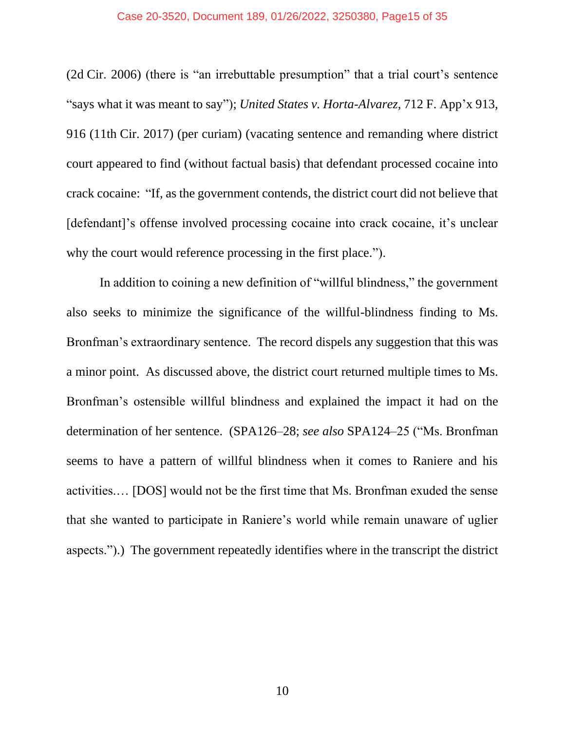(2d Cir. 2006) (there is "an irrebuttable presumption" that a trial court's sentence "says what it was meant to say"); *United States v. Horta-Alvarez*, 712 F. App'x 913, 916 (11th Cir. 2017) (per curiam) (vacating sentence and remanding where district court appeared to find (without factual basis) that defendant processed cocaine into crack cocaine: "If, as the government contends, the district court did not believe that [defendant]'s offense involved processing cocaine into crack cocaine, it's unclear why the court would reference processing in the first place.").

In addition to coining a new definition of "willful blindness," the government also seeks to minimize the significance of the willful-blindness finding to Ms. Bronfman's extraordinary sentence. The record dispels any suggestion that this was a minor point. As discussed above, the district court returned multiple times to Ms. Bronfman's ostensible willful blindness and explained the impact it had on the determination of her sentence. (SPA126–28; *see also* SPA124–25 ("Ms. Bronfman seems to have a pattern of willful blindness when it comes to Raniere and his activities.… [DOS] would not be the first time that Ms. Bronfman exuded the sense that she wanted to participate in Raniere's world while remain unaware of uglier aspects.").) The government repeatedly identifies where in the transcript the district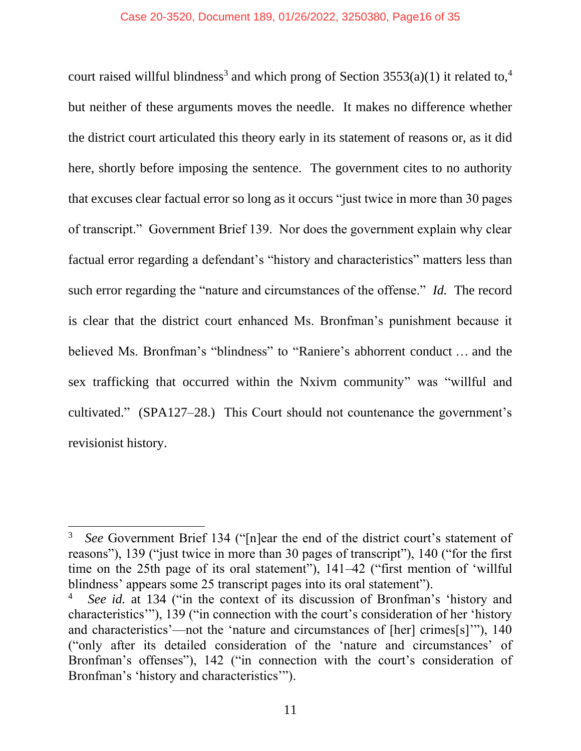court raised willful blindness[3] and which prong of Section 3553(a)(1) it related to,[4] but neither of these arguments moves the needle. It makes no difference whether the district court articulated this theory early in its statement of reasons or, as it did here, shortly before imposing the sentence. The government cites to no authority that excuses clear factual error so long as it occurs "just twice in more than 30 pages of transcript." Government Brief 139. Nor does the government explain why clear factual error regarding a defendant's "history and characteristics" matters less than such error regarding the "nature and circumstances of the offense." *Id.* The record is clear that the district court enhanced Ms. Bronfman's punishment because it believed Ms. Bronfman's "blindness" to "Raniere's abhorrent conduct … and the sex trafficking that occurred within the Nxivm community" was "willful and cultivated." (SPA127–28.) This Court should not countenance the government's revisionist history.

---

[3] *See* Government Brief 134 ("[n]ear the end of the district court's statement of reasons"), 139 ("just twice in more than 30 pages of transcript"), 140 ("for the first time on the 25th page of its oral statement"), 141–42 ("first mention of 'willful blindness' appears some 25 transcript pages into its oral statement").

[4] *See id.* at 134 ("in the context of its discussion of Bronfman's 'history and characteristics'"), 139 ("in connection with the court's consideration of her 'history and characteristics'—not the 'nature and circumstances of [her] crimes[s]'"), 140 ("only after its detailed consideration of the 'nature and circumstances' of Bronfman's offenses"), 142 ("in connection with the court's consideration of Bronfman's 'history and characteristics'").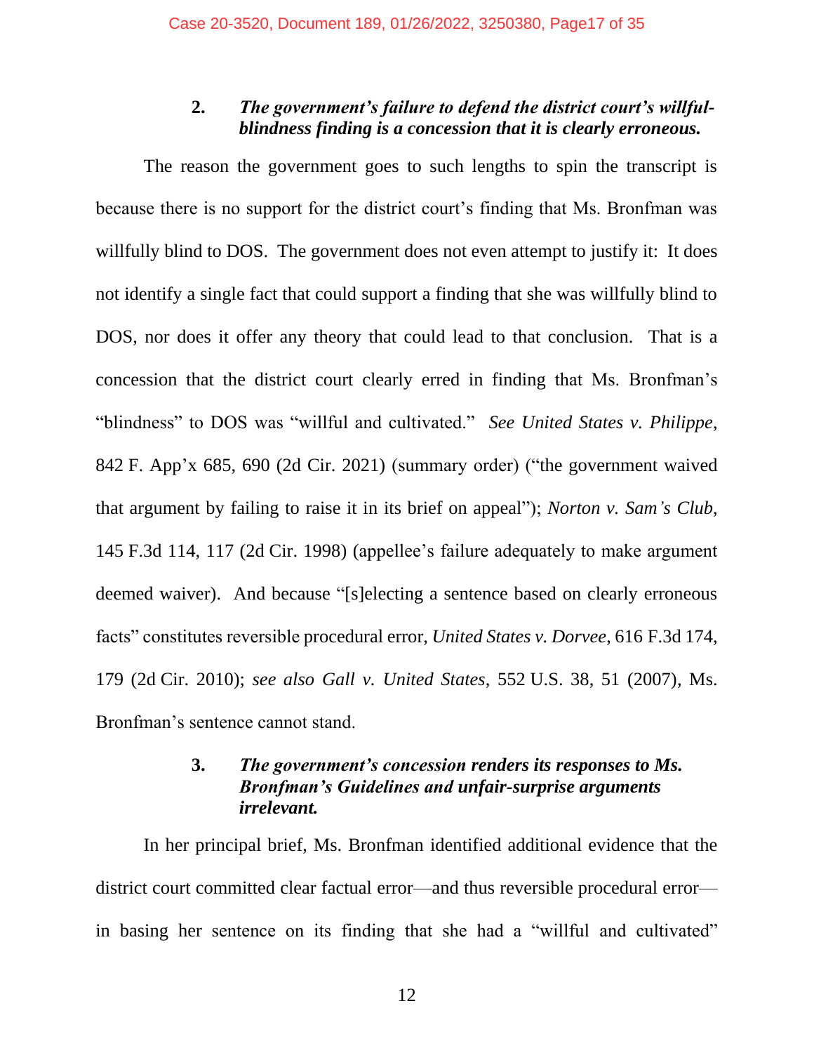### 2. *The government's failure to defend the district court's willful-blindness finding is a concession that it is clearly erroneous.*

The reason the government goes to such lengths to spin the transcript is because there is no support for the district court's finding that Ms. Bronfman was willfully blind to DOS. The government does not even attempt to justify it: It does not identify a single fact that could support a finding that she was willfully blind to DOS, nor does it offer any theory that could lead to that conclusion. That is a concession that the district court clearly erred in finding that Ms. Bronfman's "blindness" to DOS was "willful and cultivated." *See United States v. Philippe*, 842 F. App'x 685, 690 (2d Cir. 2021) (summary order) ("the government waived that argument by failing to raise it in its brief on appeal"); *Norton v. Sam's Club*, 145 F.3d 114, 117 (2d Cir. 1998) (appellee's failure adequately to make argument deemed waiver). And because "[s]electing a sentence based on clearly erroneous facts" constitutes reversible procedural error, *United States v. Dorvee*, 616 F.3d 174, 179 (2d Cir. 2010); *see also Gall v. United States*, 552 U.S. 38, 51 (2007), Ms. Bronfman's sentence cannot stand.

### 3. *The government's concession renders its responses to Ms. Bronfman's Guidelines and unfair-surprise arguments irrelevant.*

In her principal brief, Ms. Bronfman identified additional evidence that the district court committed clear factual error—and thus reversible procedural error—in basing her sentence on its finding that she had a "willful and cultivated"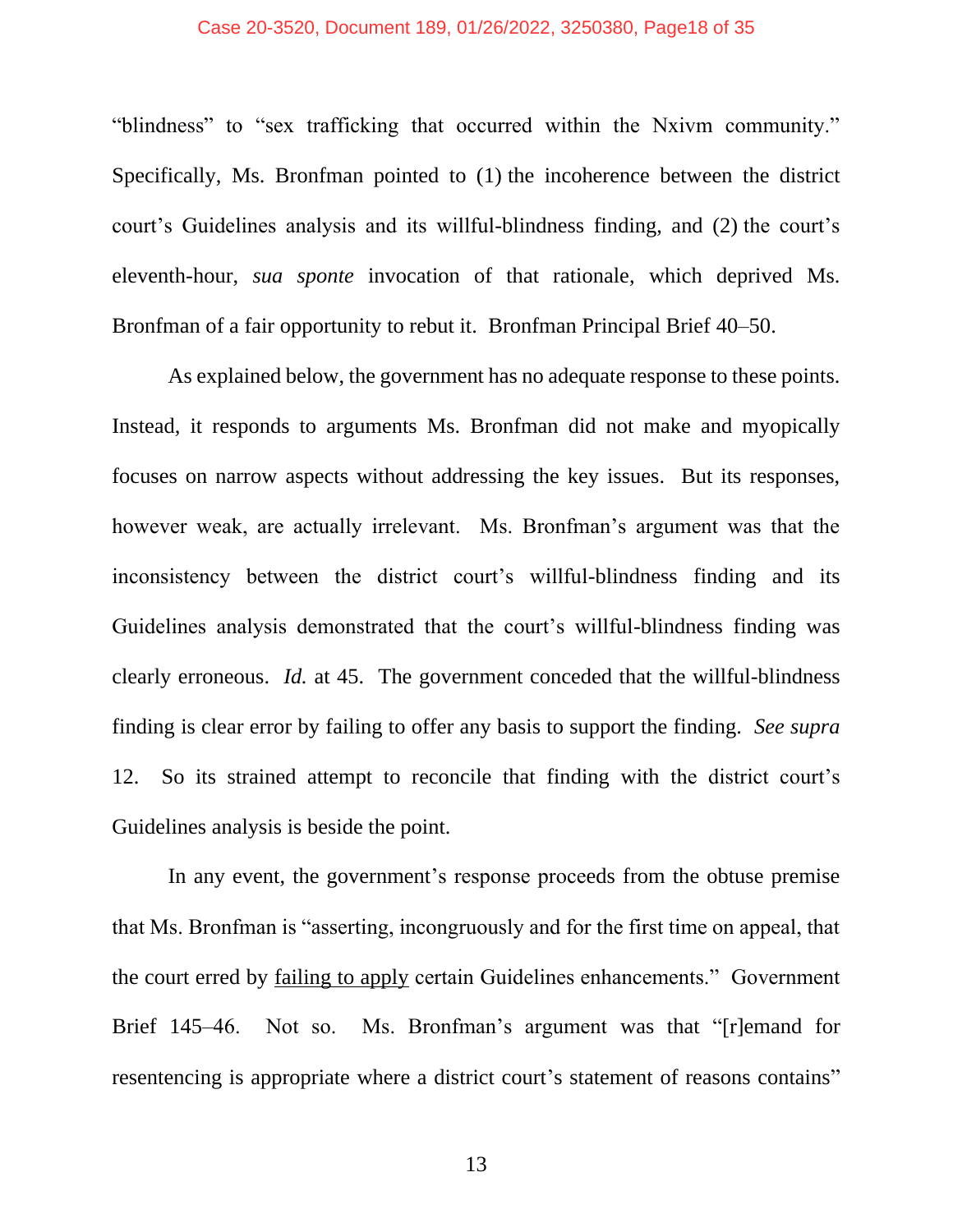"blindness" to "sex trafficking that occurred within the Nxivm community." Specifically, Ms. Bronfman pointed to (1) the incoherence between the district court's Guidelines analysis and its willful-blindness finding, and (2) the court's eleventh-hour, *sua sponte* invocation of that rationale, which deprived Ms. Bronfman of a fair opportunity to rebut it. Bronfman Principal Brief 40–50.

As explained below, the government has no adequate response to these points. Instead, it responds to arguments Ms. Bronfman did not make and myopically focuses on narrow aspects without addressing the key issues. But its responses, however weak, are actually irrelevant. Ms. Bronfman's argument was that the inconsistency between the district court's willful-blindness finding and its Guidelines analysis demonstrated that the court's willful-blindness finding was clearly erroneous. *Id.* at 45. The government conceded that the willful-blindness finding is clear error by failing to offer any basis to support the finding. *See supra* 12. So its strained attempt to reconcile that finding with the district court's Guidelines analysis is beside the point.

In any event, the government's response proceeds from the obtuse premise that Ms. Bronfman is "asserting, incongruously and for the first time on appeal, that the court erred by <u>failing to apply</u> certain Guidelines enhancements." Government Brief 145–46. Not so. Ms. Bronfman's argument was that "[r]emand for resentencing is appropriate where a district court's statement of reasons contains"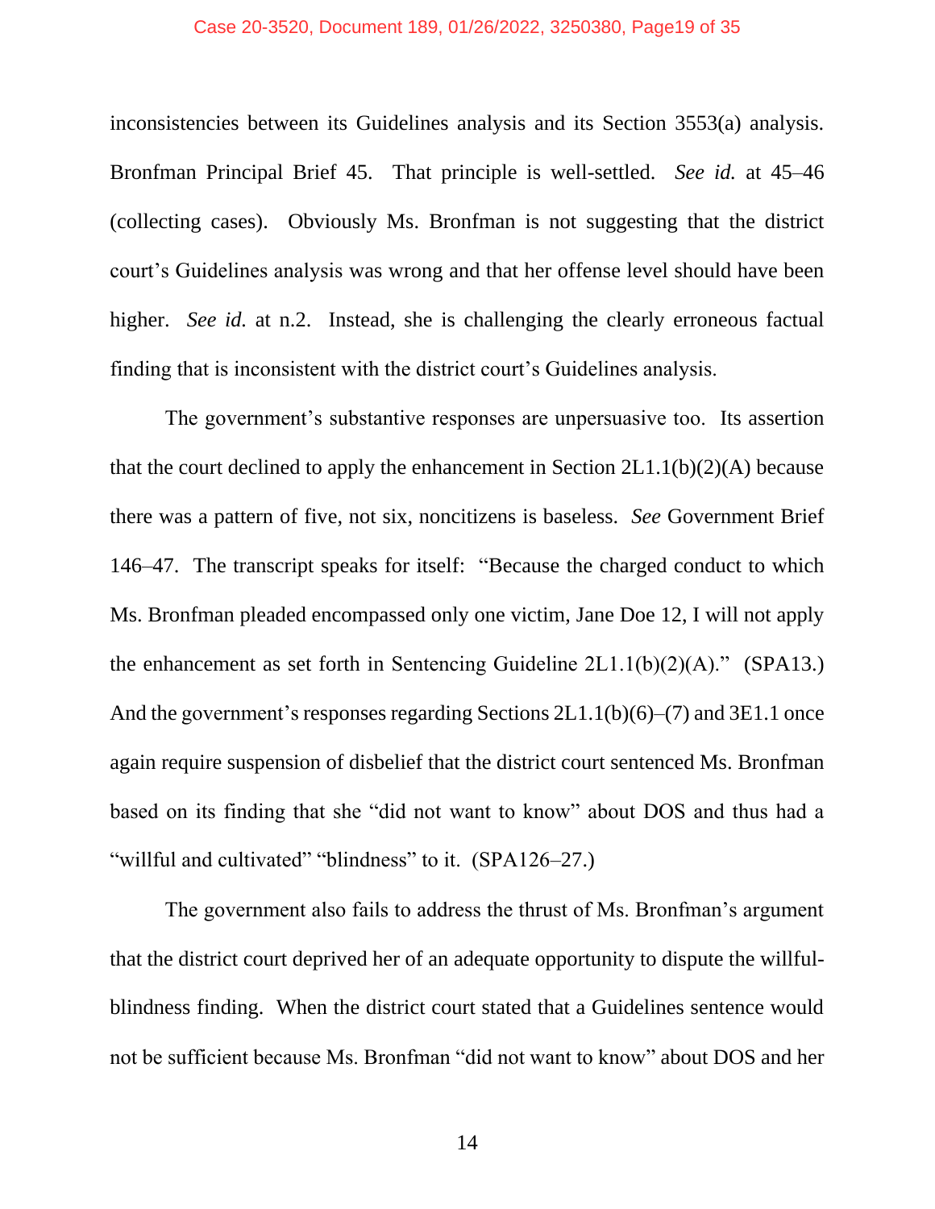inconsistencies between its Guidelines analysis and its Section 3553(a) analysis. Bronfman Principal Brief 45. That principle is well-settled. *See id.* at 45–46 (collecting cases). Obviously Ms. Bronfman is not suggesting that the district court's Guidelines analysis was wrong and that her offense level should have been higher. *See id.* at n.2. Instead, she is challenging the clearly erroneous factual finding that is inconsistent with the district court's Guidelines analysis.

The government's substantive responses are unpersuasive too. Its assertion that the court declined to apply the enhancement in Section 2L1.1(b)(2)(A) because there was a pattern of five, not six, noncitizens is baseless. *See* Government Brief 146–47. The transcript speaks for itself: "Because the charged conduct to which Ms. Bronfman pleaded encompassed only one victim, Jane Doe 12, I will not apply the enhancement as set forth in Sentencing Guideline 2L1.1(b)(2)(A)." (SPA13.) And the government's responses regarding Sections 2L1.1(b)(6)–(7) and 3E1.1 once again require suspension of disbelief that the district court sentenced Ms. Bronfman based on its finding that she "did not want to know" about DOS and thus had a "willful and cultivated" "blindness" to it. (SPA126–27.)

The government also fails to address the thrust of Ms. Bronfman's argument that the district court deprived her of an adequate opportunity to dispute the willful-blindness finding. When the district court stated that a Guidelines sentence would not be sufficient because Ms. Bronfman "did not want to know" about DOS and her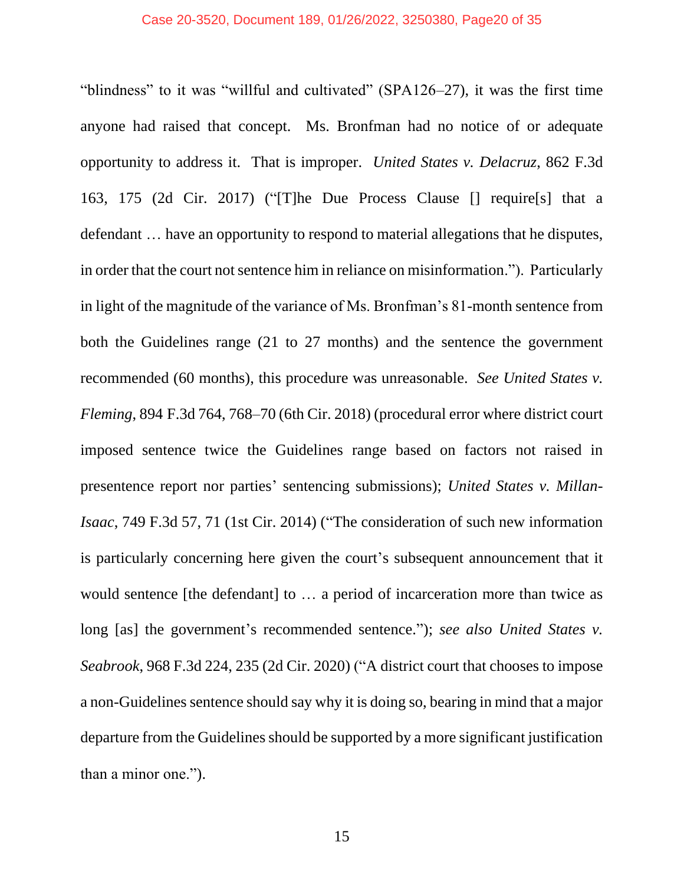"blindness" to it was "willful and cultivated" (SPA126–27), it was the first time anyone had raised that concept. Ms. Bronfman had no notice of or adequate opportunity to address it. That is improper. *United States v. Delacruz*, 862 F.3d 163, 175 (2d Cir. 2017) ("[T]he Due Process Clause [] require[s] that a defendant … have an opportunity to respond to material allegations that he disputes, in order that the court not sentence him in reliance on misinformation."). Particularly in light of the magnitude of the variance of Ms. Bronfman's 81-month sentence from both the Guidelines range (21 to 27 months) and the sentence the government recommended (60 months), this procedure was unreasonable. *See United States v. Fleming*, 894 F.3d 764, 768–70 (6th Cir. 2018) (procedural error where district court imposed sentence twice the Guidelines range based on factors not raised in presentence report nor parties' sentencing submissions); *United States v. Millan-Isaac*, 749 F.3d 57, 71 (1st Cir. 2014) ("The consideration of such new information is particularly concerning here given the court's subsequent announcement that it would sentence [the defendant] to … a period of incarceration more than twice as long [as] the government's recommended sentence."); *see also United States v. Seabrook*, 968 F.3d 224, 235 (2d Cir. 2020) ("A district court that chooses to impose a non-Guidelines sentence should say why it is doing so, bearing in mind that a major departure from the Guidelines should be supported by a more significant justification than a minor one.").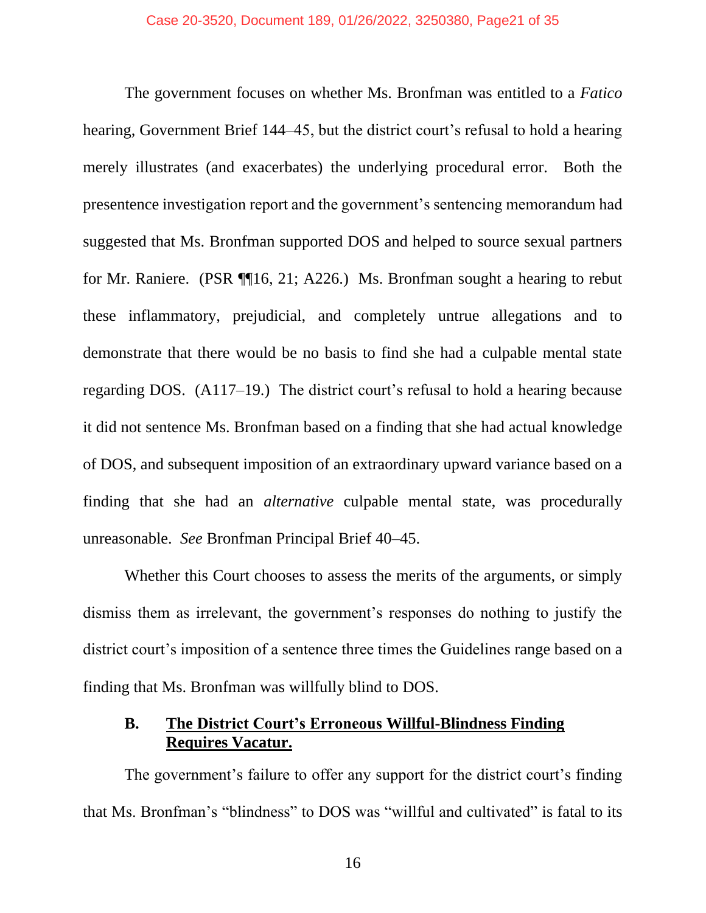The government focuses on whether Ms. Bronfman was entitled to a *Fatico* hearing, Government Brief 144–45, but the district court's refusal to hold a hearing merely illustrates (and exacerbates) the underlying procedural error. Both the presentence investigation report and the government's sentencing memorandum had suggested that Ms. Bronfman supported DOS and helped to source sexual partners for Mr. Raniere. (PSR ¶¶16, 21; A226.) Ms. Bronfman sought a hearing to rebut these inflammatory, prejudicial, and completely untrue allegations and to demonstrate that there would be no basis to find she had a culpable mental state regarding DOS. (A117–19.) The district court's refusal to hold a hearing because it did not sentence Ms. Bronfman based on a finding that she had actual knowledge of DOS, and subsequent imposition of an extraordinary upward variance based on a finding that she had an *alternative* culpable mental state, was procedurally unreasonable. *See* Bronfman Principal Brief 40–45.

Whether this Court chooses to assess the merits of the arguments, or simply dismiss them as irrelevant, the government's responses do nothing to justify the district court's imposition of a sentence three times the Guidelines range based on a finding that Ms. Bronfman was willfully blind to DOS.

### B. The District Court's Erroneous Willful-Blindness Finding Requires Vacatur.

The government's failure to offer any support for the district court's finding that Ms. Bronfman's "blindness" to DOS was "willful and cultivated" is fatal to its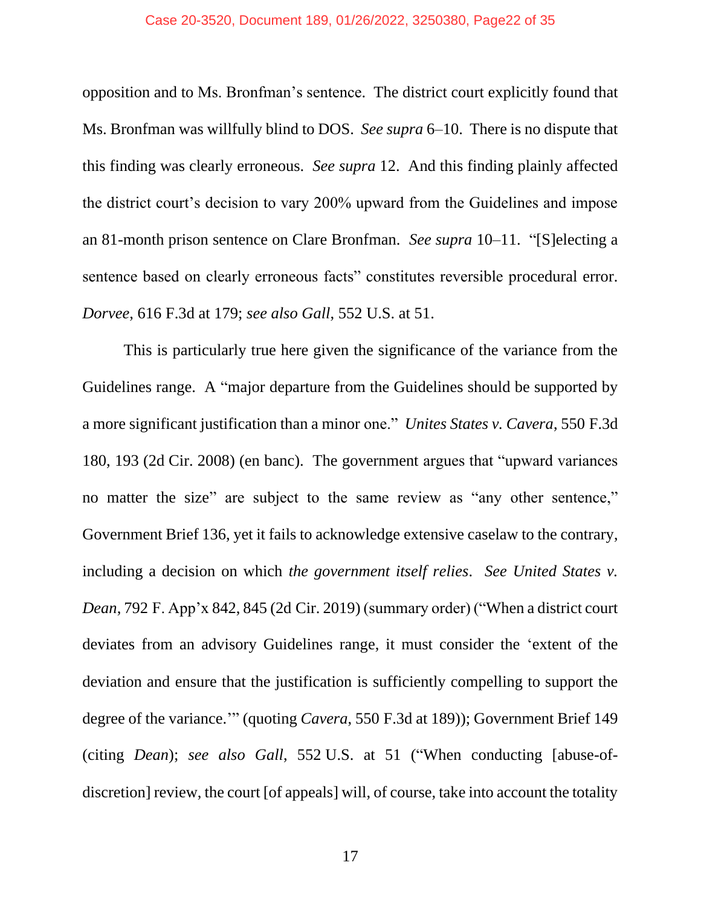opposition and to Ms. Bronfman's sentence. The district court explicitly found that Ms. Bronfman was willfully blind to DOS. *See supra* 6–10. There is no dispute that this finding was clearly erroneous. *See supra* 12. And this finding plainly affected the district court's decision to vary 200% upward from the Guidelines and impose an 81-month prison sentence on Clare Bronfman. *See supra* 10–11. "[S]electing a sentence based on clearly erroneous facts" constitutes reversible procedural error. *Dorvee*, 616 F.3d at 179; *see also Gall*, 552 U.S. at 51.

This is particularly true here given the significance of the variance from the Guidelines range. A "major departure from the Guidelines should be supported by a more significant justification than a minor one." *Unites States v. Cavera*, 550 F.3d 180, 193 (2d Cir. 2008) (en banc). The government argues that "upward variances no matter the size" are subject to the same review as "any other sentence," Government Brief 136, yet it fails to acknowledge extensive caselaw to the contrary, including a decision on which *the government itself relies*. *See United States v. Dean*, 792 F. App'x 842, 845 (2d Cir. 2019) (summary order) ("When a district court deviates from an advisory Guidelines range, it must consider the 'extent of the deviation and ensure that the justification is sufficiently compelling to support the degree of the variance.'" (quoting *Cavera*, 550 F.3d at 189)); Government Brief 149 (citing *Dean*); *see also Gall*, 552 U.S. at 51 ("When conducting [abuse-of-discretion] review, the court [of appeals] will, of course, take into account the totality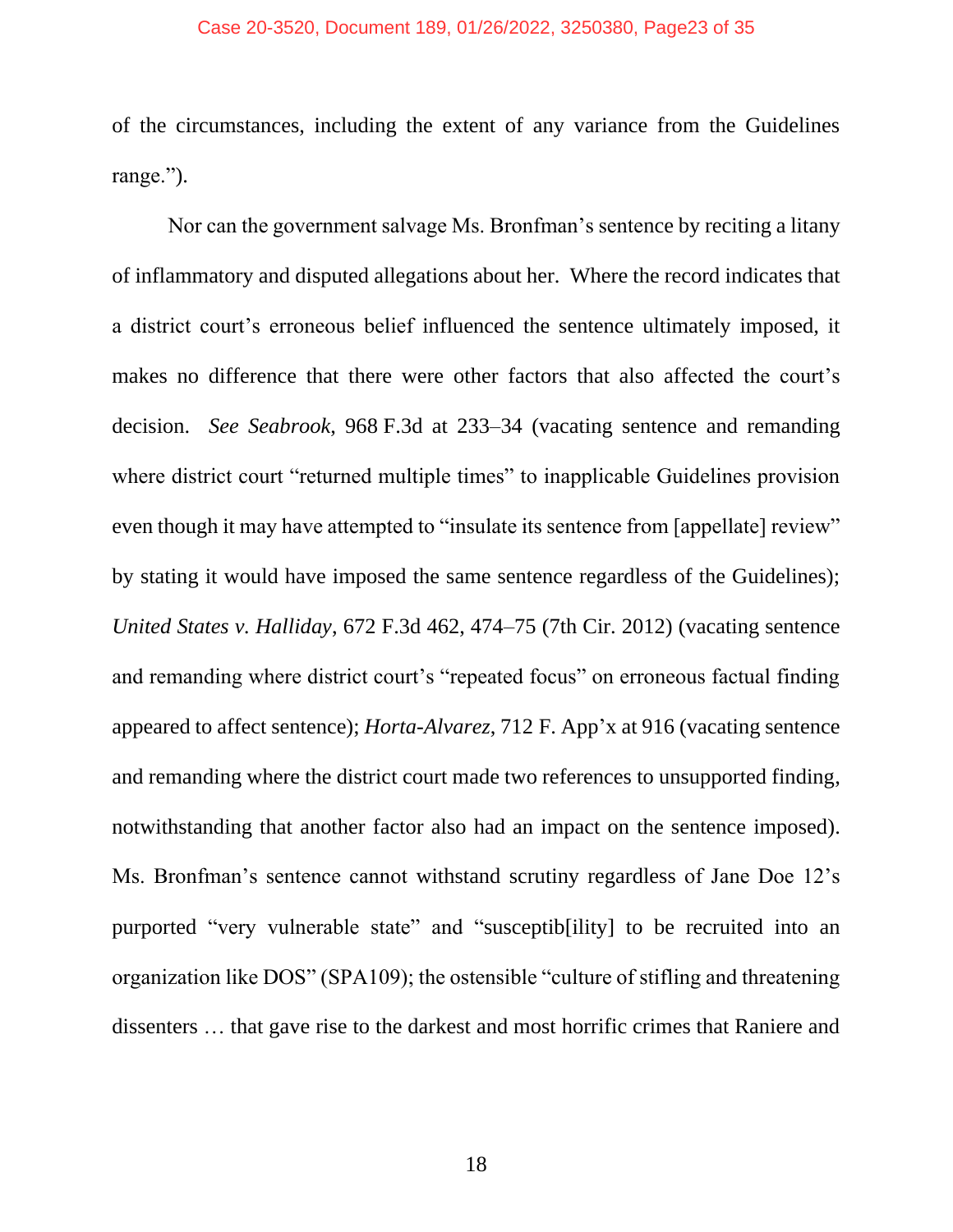of the circumstances, including the extent of any variance from the Guidelines range.").

Nor can the government salvage Ms. Bronfman's sentence by reciting a litany of inflammatory and disputed allegations about her. Where the record indicates that a district court's erroneous belief influenced the sentence ultimately imposed, it makes no difference that there were other factors that also affected the court's decision. *See Seabrook*, 968 F.3d at 233–34 (vacating sentence and remanding where district court "returned multiple times" to inapplicable Guidelines provision even though it may have attempted to "insulate its sentence from [appellate] review" by stating it would have imposed the same sentence regardless of the Guidelines); *United States v. Halliday*, 672 F.3d 462, 474–75 (7th Cir. 2012) (vacating sentence and remanding where district court's "repeated focus" on erroneous factual finding appeared to affect sentence); *Horta-Alvarez*, 712 F. App'x at 916 (vacating sentence and remanding where the district court made two references to unsupported finding, notwithstanding that another factor also had an impact on the sentence imposed). Ms. Bronfman's sentence cannot withstand scrutiny regardless of Jane Doe 12's purported "very vulnerable state" and "susceptib[ility] to be recruited into an organization like DOS" (SPA109); the ostensible "culture of stifling and threatening dissenters … that gave rise to the darkest and most horrific crimes that Raniere and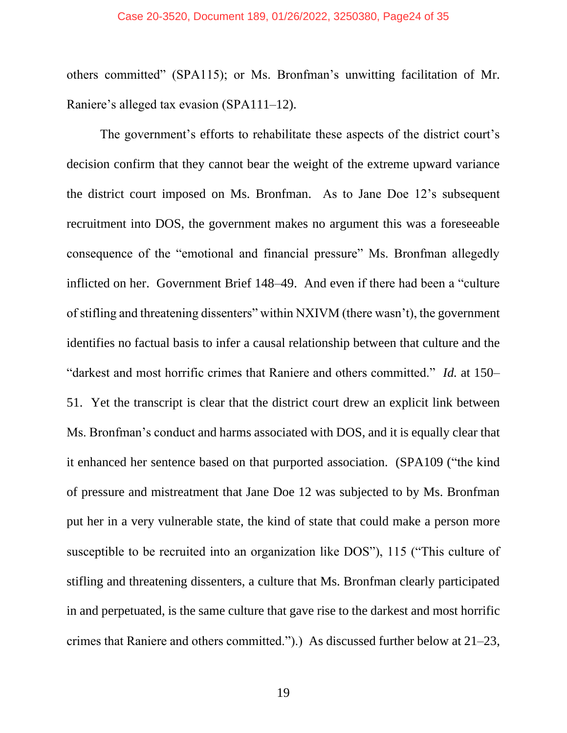others committed" (SPA115); or Ms. Bronfman's unwitting facilitation of Mr. Raniere's alleged tax evasion (SPA111–12).

The government's efforts to rehabilitate these aspects of the district court's decision confirm that they cannot bear the weight of the extreme upward variance the district court imposed on Ms. Bronfman. As to Jane Doe 12's subsequent recruitment into DOS, the government makes no argument this was a foreseeable consequence of the "emotional and financial pressure" Ms. Bronfman allegedly inflicted on her. Government Brief 148–49. And even if there had been a "culture of stifling and threatening dissenters" within NXIVM (there wasn't), the government identifies no factual basis to infer a causal relationship between that culture and the "darkest and most horrific crimes that Raniere and others committed." *Id.* at 150–51. Yet the transcript is clear that the district court drew an explicit link between Ms. Bronfman's conduct and harms associated with DOS, and it is equally clear that it enhanced her sentence based on that purported association. (SPA109 ("the kind of pressure and mistreatment that Jane Doe 12 was subjected to by Ms. Bronfman put her in a very vulnerable state, the kind of state that could make a person more susceptible to be recruited into an organization like DOS"), 115 ("This culture of stifling and threatening dissenters, a culture that Ms. Bronfman clearly participated in and perpetuated, is the same culture that gave rise to the darkest and most horrific crimes that Raniere and others committed.").) As discussed further below at 21–23,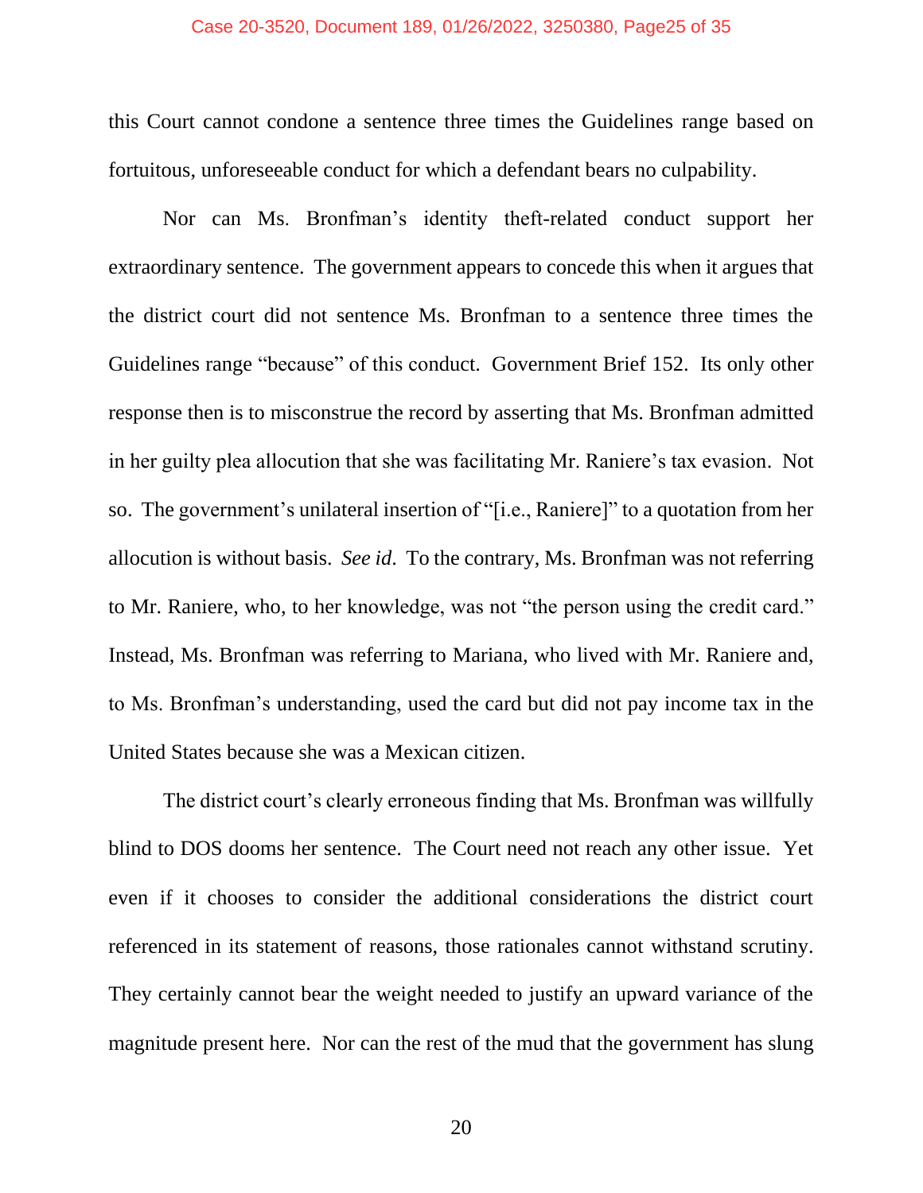this Court cannot condone a sentence three times the Guidelines range based on fortuitous, unforeseeable conduct for which a defendant bears no culpability.

Nor can Ms. Bronfman's identity theft-related conduct support her extraordinary sentence. The government appears to concede this when it argues that the district court did not sentence Ms. Bronfman to a sentence three times the Guidelines range "because" of this conduct. Government Brief 152. Its only other response then is to misconstrue the record by asserting that Ms. Bronfman admitted in her guilty plea allocution that she was facilitating Mr. Raniere's tax evasion. Not so. The government's unilateral insertion of "[i.e., Raniere]" to a quotation from her allocution is without basis. *See id*. To the contrary, Ms. Bronfman was not referring to Mr. Raniere, who, to her knowledge, was not "the person using the credit card." Instead, Ms. Bronfman was referring to Mariana, who lived with Mr. Raniere and, to Ms. Bronfman's understanding, used the card but did not pay income tax in the United States because she was a Mexican citizen.

The district court's clearly erroneous finding that Ms. Bronfman was willfully blind to DOS dooms her sentence. The Court need not reach any other issue. Yet even if it chooses to consider the additional considerations the district court referenced in its statement of reasons, those rationales cannot withstand scrutiny. They certainly cannot bear the weight needed to justify an upward variance of the magnitude present here. Nor can the rest of the mud that the government has slung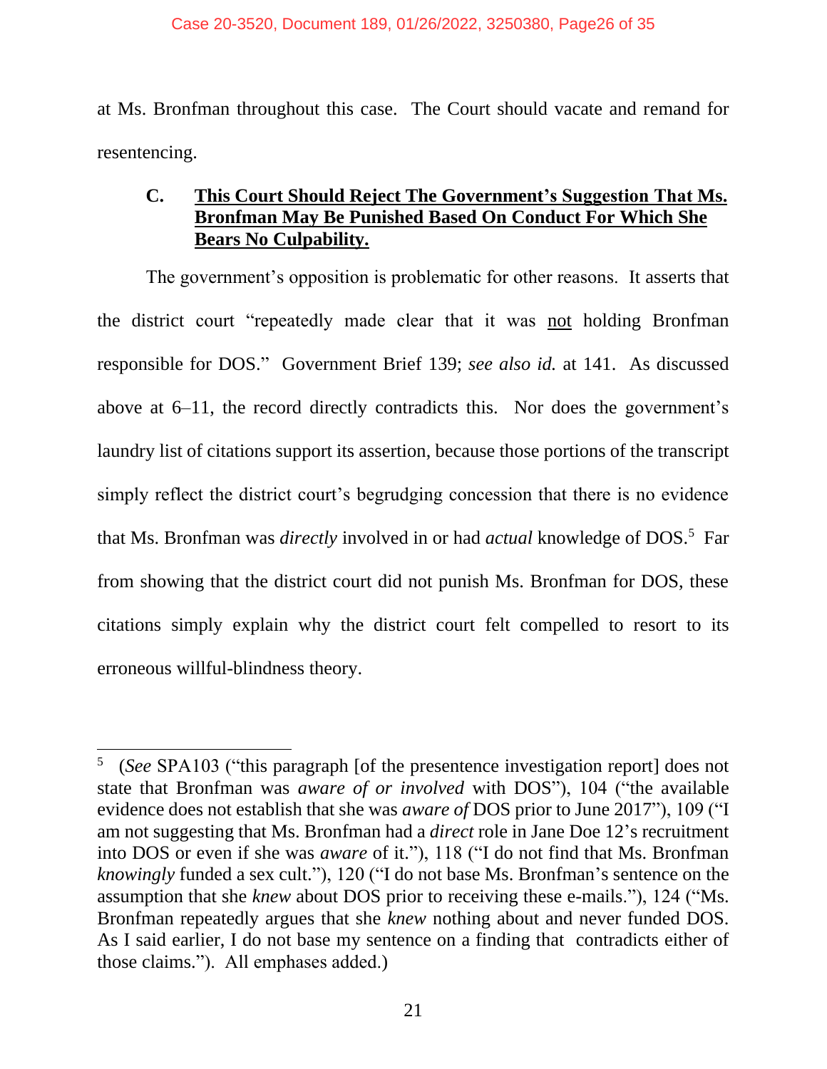at Ms. Bronfman throughout this case. The Court should vacate and remand for resentencing.

### C. **<u>This Court Should Reject The Government's Suggestion That Ms. Bronfman May Be Punished Based On Conduct For Which She Bears No Culpability.</u>**

The government's opposition is problematic for other reasons. It asserts that the district court "repeatedly made clear that it was <u>not</u> holding Bronfman responsible for DOS." Government Brief 139; *see also id.* at 141. As discussed above at 6–11, the record directly contradicts this. Nor does the government's laundry list of citations support its assertion, because those portions of the transcript simply reflect the district court's begrudging concession that there is no evidence that Ms. Bronfman was *directly* involved in or had *actual* knowledge of DOS.[5] Far from showing that the district court did not punish Ms. Bronfman for DOS, these citations simply explain why the district court felt compelled to resort to its erroneous willful-blindness theory.

---

[5] (*See* SPA103 ("this paragraph [of the presentence investigation report] does not state that Bronfman was *aware of or involved* with DOS"), 104 ("the available evidence does not establish that she was *aware of* DOS prior to June 2017"), 109 ("I am not suggesting that Ms. Bronfman had a *direct* role in Jane Doe 12's recruitment into DOS or even if she was *aware* of it."), 118 ("I do not find that Ms. Bronfman *knowingly* funded a sex cult."), 120 ("I do not base Ms. Bronfman's sentence on the assumption that she *knew* about DOS prior to receiving these e-mails."), 124 ("Ms. Bronfman repeatedly argues that she *knew* nothing about and never funded DOS. As I said earlier, I do not base my sentence on a finding that contradicts either of those claims."). All emphases added.)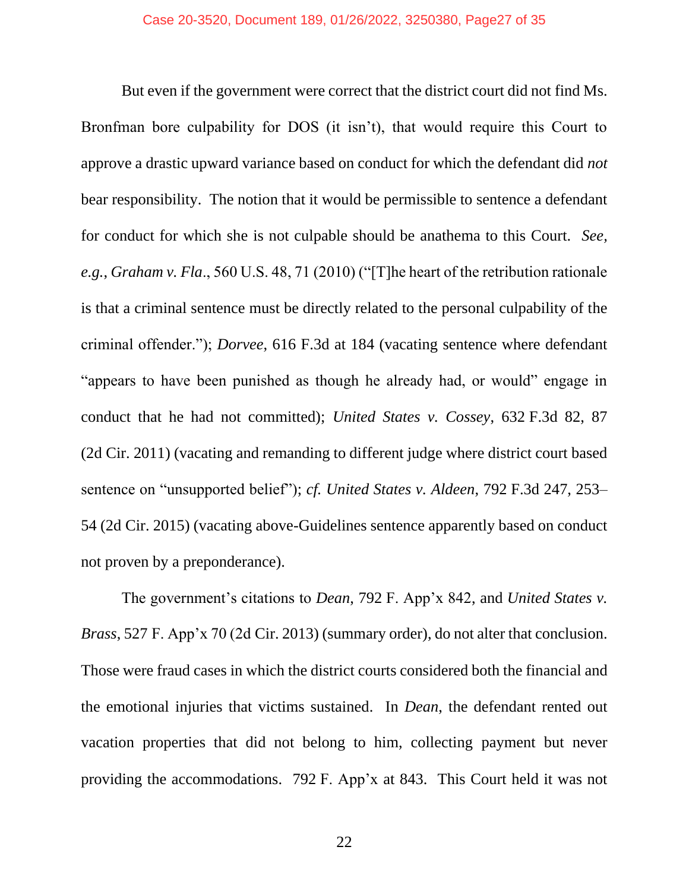But even if the government were correct that the district court did not find Ms. Bronfman bore culpability for DOS (it isn't), that would require this Court to approve a drastic upward variance based on conduct for which the defendant did *not* bear responsibility. The notion that it would be permissible to sentence a defendant for conduct for which she is not culpable should be anathema to this Court. *See, e.g.*, *Graham v. Fla*., 560 U.S. 48, 71 (2010) ("[T]he heart of the retribution rationale is that a criminal sentence must be directly related to the personal culpability of the criminal offender."); *Dorvee*, 616 F.3d at 184 (vacating sentence where defendant "appears to have been punished as though he already had, or would" engage in conduct that he had not committed); *United States v. Cossey*, 632 F.3d 82, 87 (2d Cir. 2011) (vacating and remanding to different judge where district court based sentence on "unsupported belief"); *cf. United States v. Aldeen*, 792 F.3d 247, 253–54 (2d Cir. 2015) (vacating above-Guidelines sentence apparently based on conduct not proven by a preponderance).

The government's citations to *Dean*, 792 F. App'x 842, and *United States v. Brass*, 527 F. App'x 70 (2d Cir. 2013) (summary order), do not alter that conclusion. Those were fraud cases in which the district courts considered both the financial and the emotional injuries that victims sustained. In *Dean*, the defendant rented out vacation properties that did not belong to him, collecting payment but never providing the accommodations. 792 F. App'x at 843. This Court held it was not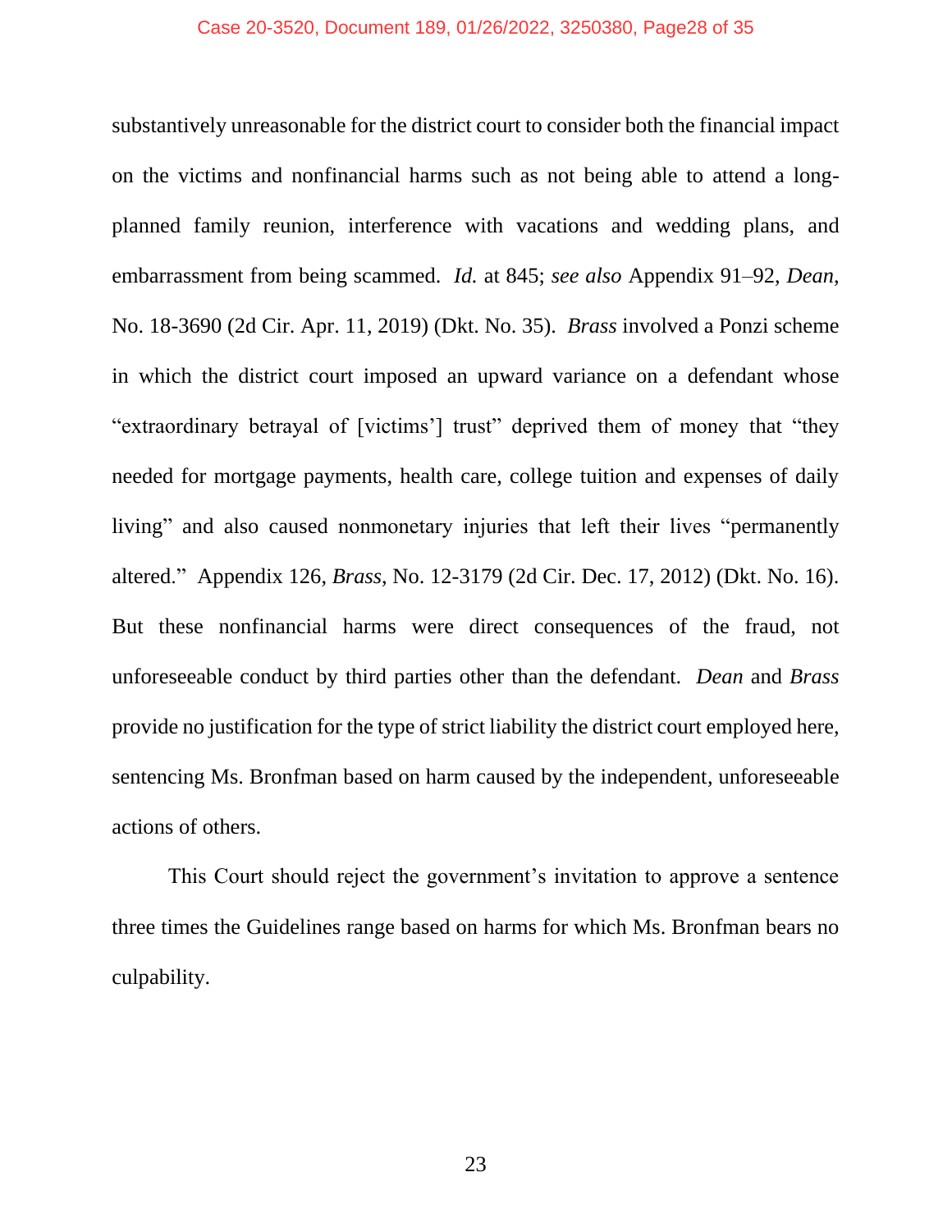substantively unreasonable for the district court to consider both the financial impact on the victims and nonfinancial harms such as not being able to attend a long-planned family reunion, interference with vacations and wedding plans, and embarrassment from being scammed. *Id.* at 845; *see also* Appendix 91–92, *Dean*, No. 18-3690 (2d Cir. Apr. 11, 2019) (Dkt. No. 35). *Brass* involved a Ponzi scheme in which the district court imposed an upward variance on a defendant whose "extraordinary betrayal of [victims'] trust" deprived them of money that "they needed for mortgage payments, health care, college tuition and expenses of daily living" and also caused nonmonetary injuries that left their lives "permanently altered." Appendix 126, *Brass*, No. 12-3179 (2d Cir. Dec. 17, 2012) (Dkt. No. 16). But these nonfinancial harms were direct consequences of the fraud, not unforeseeable conduct by third parties other than the defendant. *Dean* and *Brass* provide no justification for the type of strict liability the district court employed here, sentencing Ms. Bronfman based on harm caused by the independent, unforeseeable actions of others.

This Court should reject the government's invitation to approve a sentence three times the Guidelines range based on harms for which Ms. Bronfman bears no culpability.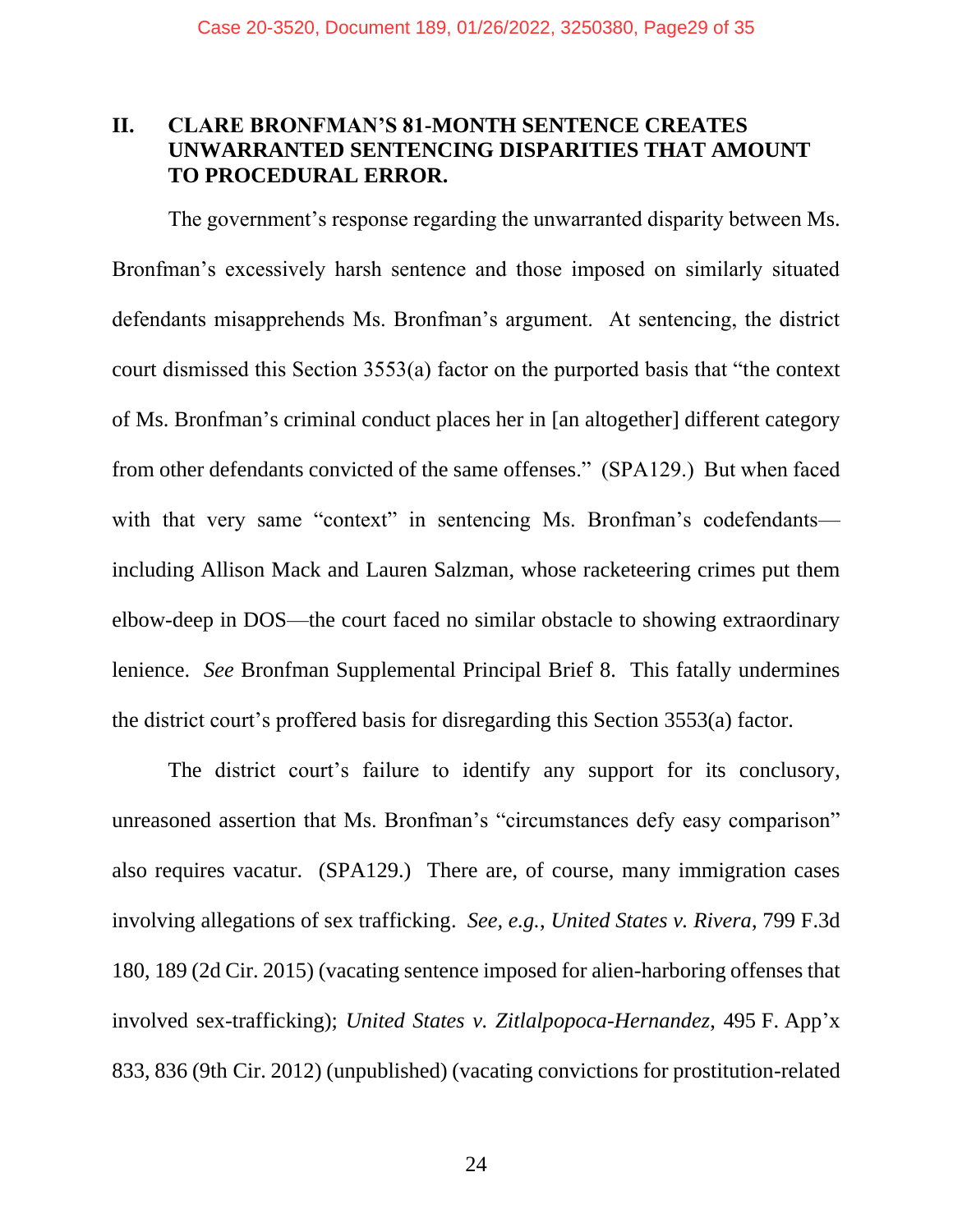## II. CLARE BRONFMAN'S 81-MONTH SENTENCE CREATES UNWARRANTED SENTENCING DISPARITIES THAT AMOUNT TO PROCEDURAL ERROR.

The government's response regarding the unwarranted disparity between Ms. Bronfman's excessively harsh sentence and those imposed on similarly situated defendants misapprehends Ms. Bronfman's argument. At sentencing, the district court dismissed this Section 3553(a) factor on the purported basis that "the context of Ms. Bronfman's criminal conduct places her in [an altogether] different category from other defendants convicted of the same offenses." (SPA129.) But when faced with that very same "context" in sentencing Ms. Bronfman's codefendants—including Allison Mack and Lauren Salzman, whose racketeering crimes put them elbow-deep in DOS—the court faced no similar obstacle to showing extraordinary lenience. *See* Bronfman Supplemental Principal Brief 8. This fatally undermines the district court's proffered basis for disregarding this Section 3553(a) factor.

The district court's failure to identify any support for its conclusory, unreasoned assertion that Ms. Bronfman's "circumstances defy easy comparison" also requires vacatur. (SPA129.) There are, of course, many immigration cases involving allegations of sex trafficking. *See, e.g.*, *United States v. Rivera*, 799 F.3d 180, 189 (2d Cir. 2015) (vacating sentence imposed for alien-harboring offenses that involved sex-trafficking); *United States v. Zitlalpopoca-Hernandez*, 495 F. App'x 833, 836 (9th Cir. 2012) (unpublished) (vacating convictions for prostitution-related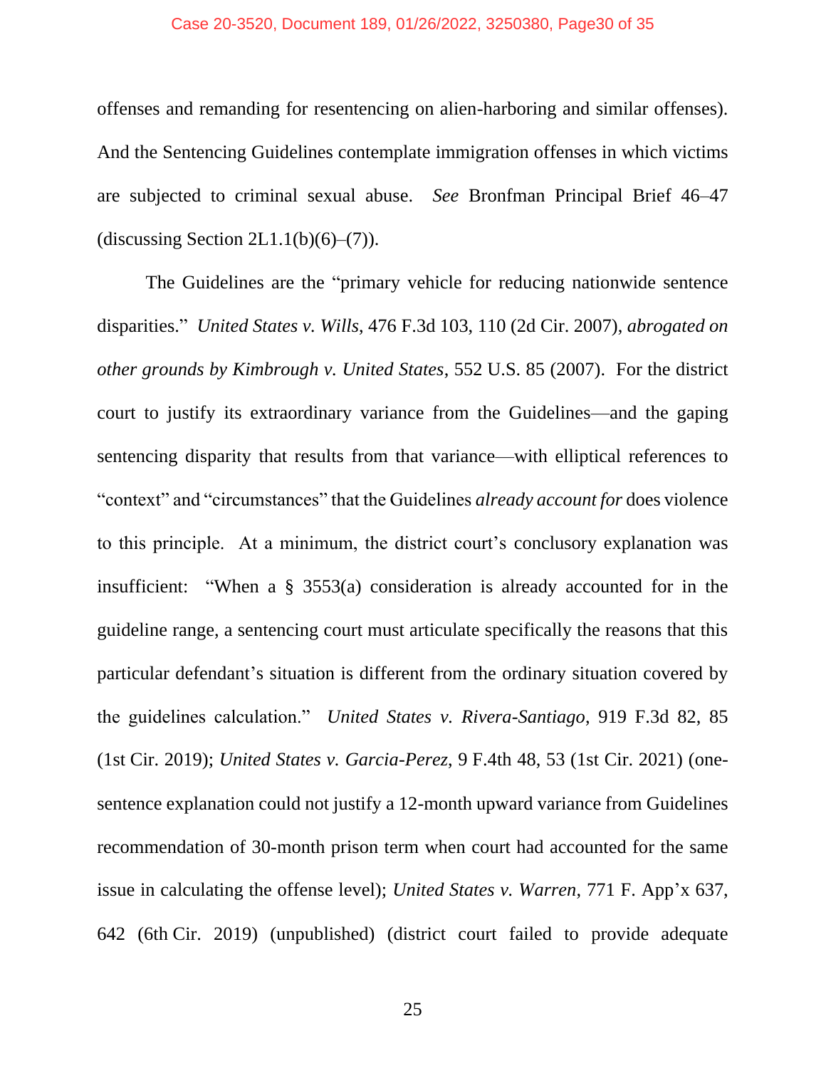offenses and remanding for resentencing on alien-harboring and similar offenses). And the Sentencing Guidelines contemplate immigration offenses in which victims are subjected to criminal sexual abuse. *See* Bronfman Principal Brief 46–47 (discussing Section 2L1.1(b)(6)–(7)).

The Guidelines are the "primary vehicle for reducing nationwide sentence disparities." *United States v. Wills*, 476 F.3d 103, 110 (2d Cir. 2007), *abrogated on other grounds by Kimbrough v. United States*, 552 U.S. 85 (2007). For the district court to justify its extraordinary variance from the Guidelines—and the gaping sentencing disparity that results from that variance—with elliptical references to "context" and "circumstances" that the Guidelines *already account for* does violence to this principle. At a minimum, the district court's conclusory explanation was insufficient: "When a § 3553(a) consideration is already accounted for in the guideline range, a sentencing court must articulate specifically the reasons that this particular defendant's situation is different from the ordinary situation covered by the guidelines calculation." *United States v. Rivera-Santiago*, 919 F.3d 82, 85 (1st Cir. 2019); *United States v. Garcia-Perez*, 9 F.4th 48, 53 (1st Cir. 2021) (one-sentence explanation could not justify a 12-month upward variance from Guidelines recommendation of 30-month prison term when court had accounted for the same issue in calculating the offense level); *United States v. Warren*, 771 F. App'x 637, 642 (6th Cir. 2019) (unpublished) (district court failed to provide adequate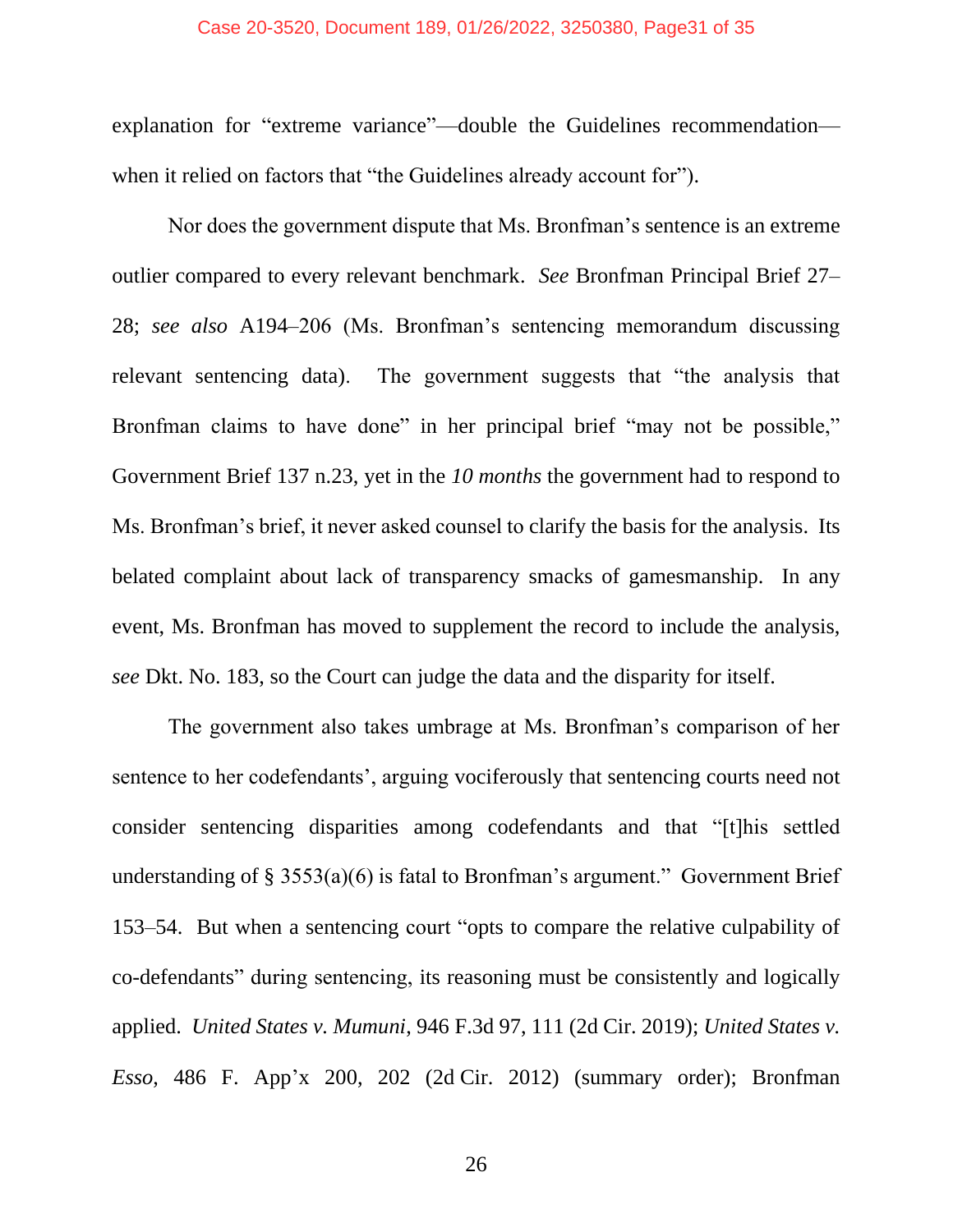explanation for "extreme variance"—double the Guidelines recommendation—when it relied on factors that "the Guidelines already account for").

Nor does the government dispute that Ms. Bronfman's sentence is an extreme outlier compared to every relevant benchmark. *See* Bronfman Principal Brief 27–28; *see also* A194–206 (Ms. Bronfman's sentencing memorandum discussing relevant sentencing data). The government suggests that "the analysis that Bronfman claims to have done" in her principal brief "may not be possible," Government Brief 137 n.23, yet in the *10 months* the government had to respond to Ms. Bronfman's brief, it never asked counsel to clarify the basis for the analysis. Its belated complaint about lack of transparency smacks of gamesmanship. In any event, Ms. Bronfman has moved to supplement the record to include the analysis, *see* Dkt. No. 183, so the Court can judge the data and the disparity for itself.

The government also takes umbrage at Ms. Bronfman's comparison of her sentence to her codefendants', arguing vociferously that sentencing courts need not consider sentencing disparities among codefendants and that "[t]his settled understanding of § 3553(a)(6) is fatal to Bronfman's argument." Government Brief 153–54. But when a sentencing court "opts to compare the relative culpability of co-defendants" during sentencing, its reasoning must be consistently and logically applied. *United States v. Mumuni*, 946 F.3d 97, 111 (2d Cir. 2019); *United States v. Esso*, 486 F. App'x 200, 202 (2d Cir. 2012) (summary order); Bronfman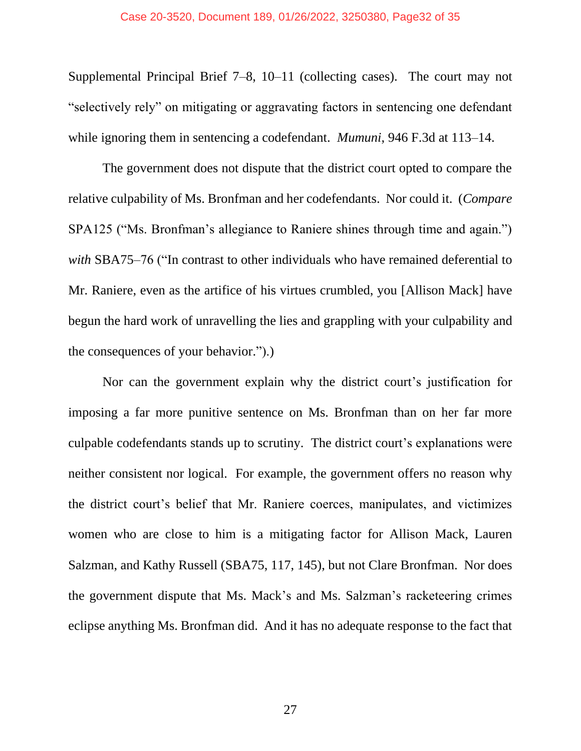Supplemental Principal Brief 7–8, 10–11 (collecting cases). The court may not "selectively rely" on mitigating or aggravating factors in sentencing one defendant while ignoring them in sentencing a codefendant. *Mumuni*, 946 F.3d at 113–14.

The government does not dispute that the district court opted to compare the relative culpability of Ms. Bronfman and her codefendants. Nor could it. (*Compare* SPA125 ("Ms. Bronfman's allegiance to Raniere shines through time and again.") *with* SBA75–76 ("In contrast to other individuals who have remained deferential to Mr. Raniere, even as the artifice of his virtues crumbled, you [Allison Mack] have begun the hard work of unravelling the lies and grappling with your culpability and the consequences of your behavior.").)

Nor can the government explain why the district court's justification for imposing a far more punitive sentence on Ms. Bronfman than on her far more culpable codefendants stands up to scrutiny. The district court's explanations were neither consistent nor logical. For example, the government offers no reason why the district court's belief that Mr. Raniere coerces, manipulates, and victimizes women who are close to him is a mitigating factor for Allison Mack, Lauren Salzman, and Kathy Russell (SBA75, 117, 145), but not Clare Bronfman. Nor does the government dispute that Ms. Mack's and Ms. Salzman's racketeering crimes eclipse anything Ms. Bronfman did. And it has no adequate response to the fact that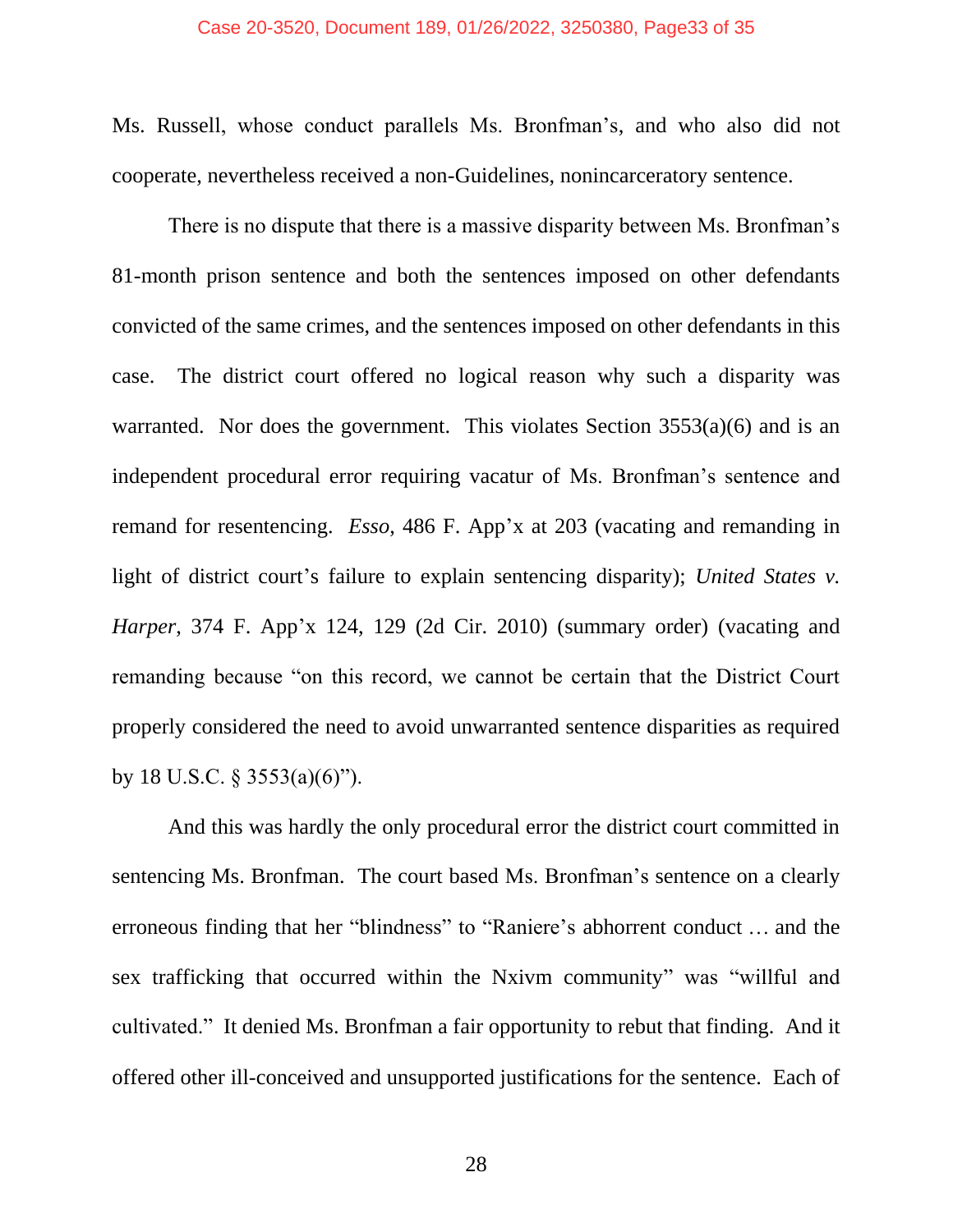Ms. Russell, whose conduct parallels Ms. Bronfman's, and who also did not cooperate, nevertheless received a non-Guidelines, nonincarceratory sentence.

There is no dispute that there is a massive disparity between Ms. Bronfman's 81-month prison sentence and both the sentences imposed on other defendants convicted of the same crimes, and the sentences imposed on other defendants in this case. The district court offered no logical reason why such a disparity was warranted. Nor does the government. This violates Section 3553(a)(6) and is an independent procedural error requiring vacatur of Ms. Bronfman's sentence and remand for resentencing. *Esso*, 486 F. App'x at 203 (vacating and remanding in light of district court's failure to explain sentencing disparity); *United States v. Harper*, 374 F. App'x 124, 129 (2d Cir. 2010) (summary order) (vacating and remanding because "on this record, we cannot be certain that the District Court properly considered the need to avoid unwarranted sentence disparities as required by 18 U.S.C. § 3553(a)(6)").

And this was hardly the only procedural error the district court committed in sentencing Ms. Bronfman. The court based Ms. Bronfman's sentence on a clearly erroneous finding that her "blindness" to "Raniere's abhorrent conduct … and the sex trafficking that occurred within the Nxivm community" was "willful and cultivated." It denied Ms. Bronfman a fair opportunity to rebut that finding. And it offered other ill-conceived and unsupported justifications for the sentence. Each of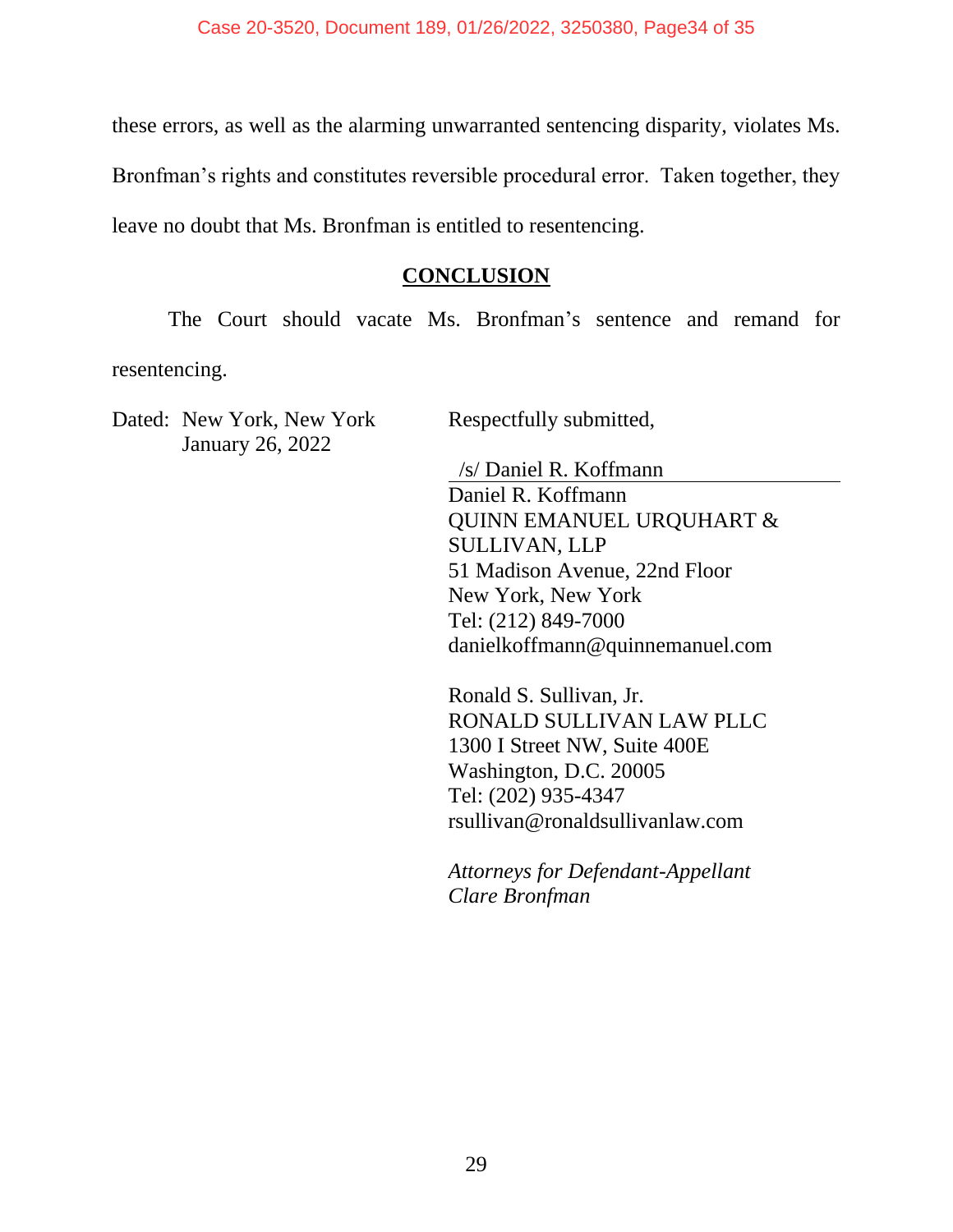these errors, as well as the alarming unwarranted sentencing disparity, violates Ms. Bronfman's rights and constitutes reversible procedural error. Taken together, they leave no doubt that Ms. Bronfman is entitled to resentencing.

## CONCLUSION

The Court should vacate Ms. Bronfman's sentence and remand for resentencing.

Dated: New York, New York
January 26, 2022

Respectfully submitted,

/s/ Daniel R. Koffmann

Daniel R. Koffmann
QUINN EMANUEL URQUHART & SULLIVAN, LLP
51 Madison Avenue, 22nd Floor
New York, New York
Tel: (212) 849-7000
danielkoffmann@quinnemanuel.com

Ronald S. Sullivan, Jr.
RONALD SULLIVAN LAW PLLC
1300 I Street NW, Suite 400E
Washington, D.C. 20005
Tel: (202) 935-4347
rsullivan@ronaldsullivanlaw.com

*Attorneys for Defendant-Appellant Clare Bronfman*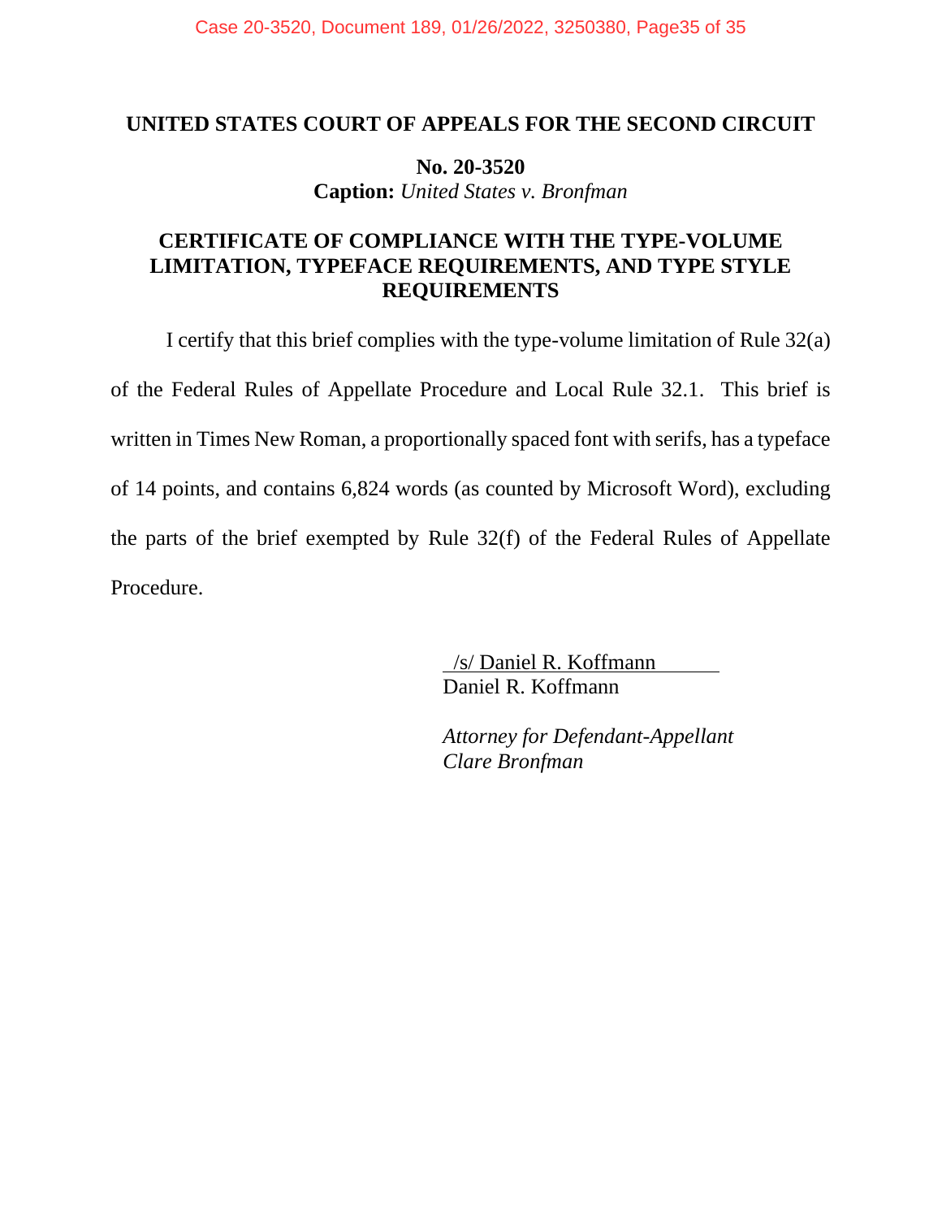**UNITED STATES COURT OF APPEALS FOR THE SECOND CIRCUIT**

**No. 20-3520**
**Caption:** *United States v. Bronfman*

**CERTIFICATE OF COMPLIANCE WITH THE TYPE-VOLUME LIMITATION, TYPEFACE REQUIREMENTS, AND TYPE STYLE REQUIREMENTS**

I certify that this brief complies with the type-volume limitation of Rule 32(a) of the Federal Rules of Appellate Procedure and Local Rule 32.1. This brief is written in Times New Roman, a proportionally spaced font with serifs, has a typeface of 14 points, and contains 6,824 words (as counted by Microsoft Word), excluding the parts of the brief exempted by Rule 32(f) of the Federal Rules of Appellate Procedure.

/s/ Daniel R. Koffmann
Daniel R. Koffmann

*Attorney for Defendant-Appellant Clare Bronfman*